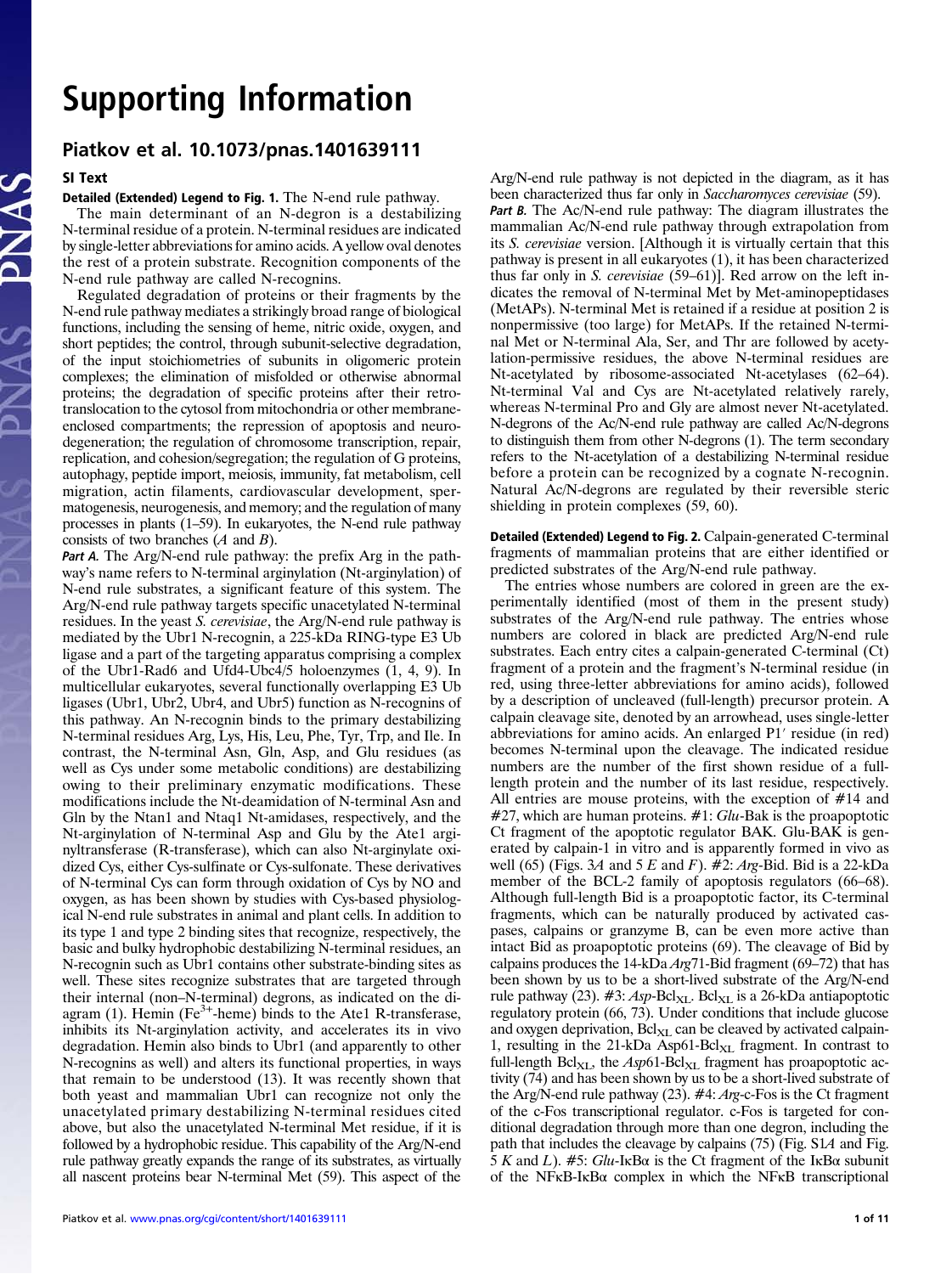# Supporting Information

## Piatkov et al. 10.1073/pnas.1401639111

### SI Text

**Detailed (Extended) Legend to Fig. 1.** The N-end rule pathway.

The main determinant of an N-degron is a destabilizing N-terminal residue of a protein. N-terminal residues are indicated by single-letter abbreviations for amino acids. A yellow oval denotes the rest of a protein substrate. Recognition components of the N-end rule pathway are called N-recognins.

Regulated degradation of proteins or their fragments by the N-end rule pathway mediates a strikingly broad range of biological functions, including the sensing of heme, nitric oxide, oxygen, and short peptides; the control, through subunit-selective degradation, of the input stoichiometries of subunits in oligomeric protein complexes; the elimination of misfolded or otherwise abnormal proteins; the degradation of specific proteins after their retrotranslocation to the cytosol from mitochondria or other membrane-enclosed compartments; the repression of apoptosis and neurodegeneration; the regulation of chromosome transcription, repair, replication, and cohesion/segregation; the regulation of G proteins, autophagy, peptide import, meiosis, immunity, fat metabolism, cell migration, actin filaments, cardiovascular development, spermatogenesis, neurogenesis, and memory; and the regulation of many processes in plants (1–59). In eukaryotes, the N-end rule pathway consists of two branches (*A* and *B*).

***Part A.*** The Arg/N-end rule pathway: the prefix Arg in the pathway's name refers to N-terminal arginylation (Nt-arginylation) of N-end rule substrates, a significant feature of this system. The Arg/N-end rule pathway targets specific unacetylated N-terminal residues. In the yeast *S. cerevisiae*, the Arg/N-end rule pathway is mediated by the Ubr1 N-recognin, a 225-kDa RING-type E3 Ub ligase and a part of the targeting apparatus comprising a complex of the Ubr1-Rad6 and Ufd4-Ubc4/5 holoenzymes (1, 4, 9). In multicellular eukaryotes, several functionally overlapping E3 Ub ligases (Ubr1, Ubr2, Ubr4, and Ubr5) function as N-recognins of this pathway. An N-recognin binds to the primary destabilizing N-terminal residues Arg, Lys, His, Leu, Phe, Tyr, Trp, and Ile. In contrast, the N-terminal Asn, Gln, Asp, and Glu residues (as well as Cys under some metabolic conditions) are destabilizing owing to their preliminary enzymatic modifications. These modifications include the Nt-deamidation of N-terminal Asn and Gln by the Ntan1 and Ntaq1 Nt-amidases, respectively, and the Nt-arginylation of N-terminal Asp and Glu by the Ate1 arginyltransferase (R-transferase), which can also Nt-arginylate oxidized Cys, either Cys-sulfinate or Cys-sulfonate. These derivatives of N-terminal Cys can form through oxidation of Cys by NO and oxygen, as has been shown by studies with Cys-based physiological N-end rule substrates in animal and plant cells. In addition to its type 1 and type 2 binding sites that recognize, respectively, the basic and bulky hydrophobic destabilizing N-terminal residues, an N-recognin such as Ubr1 contains other substrate-binding sites as well. These sites recognize substrates that are targeted through their internal (non–N-terminal) degrons, as indicated on the diagram (1). Hemin ($Fe^{3+}$-heme) binds to the Ate1 R-transferase, inhibits its Nt-arginylation activity, and accelerates its in vivo degradation. Hemin also binds to Ubr1 (and apparently to other N-recognins as well) and alters its functional properties, in ways that remain to be understood (13). It was recently shown that both yeast and mammalian Ubr1 can recognize not only the unacetylated primary destabilizing N-terminal residues cited above, but also the unacetylated N-terminal Met residue, if it is followed by a hydrophobic residue. This capability of the Arg/N-end rule pathway greatly expands the range of its substrates, as virtually all nascent proteins bear N-terminal Met (59). This aspect of the Arg/N-end rule pathway is not depicted in the diagram, as it has been characterized thus far only in *Saccharomyces cerevisiae* (59).

***Part B.*** The Ac/N-end rule pathway: The diagram illustrates the mammalian Ac/N-end rule pathway through extrapolation from its *S. cerevisiae* version. [Although it is virtually certain that this pathway is present in all eukaryotes (1), it has been characterized thus far only in *S. cerevisiae* (59–61)]. Red arrow on the left indicates the removal of N-terminal Met by Met-aminopeptidases (MetAPs). N-terminal Met is retained if a residue at position 2 is nonpermissive (too large) for MetAPs. If the retained N-terminal Met or N-terminal Ala, Ser, and Thr are followed by acetylation-permissive residues, the above N-terminal residues are Nt-acetylated by ribosome-associated Nt-acetylases (62–64). Nt-terminal Val and Cys are Nt-acetylated relatively rarely, whereas N-terminal Pro and Gly are almost never Nt-acetylated. N-degrons of the Ac/N-end rule pathway are called Ac/N-degrons to distinguish them from other N-degrons (1). The term secondary refers to the Nt-acetylation of a destabilizing N-terminal residue before a protein can be recognized by a cognate N-recognin. Natural Ac/N-degrons are regulated by their reversible steric shielding in protein complexes (59, 60).

**Detailed (Extended) Legend to Fig. 2.** Calpain-generated C-terminal fragments of mammalian proteins that are either identified or predicted substrates of the Arg/N-end rule pathway.

The entries whose numbers are colored in green are the experimentally identified (most of them in the present study) substrates of the Arg/N-end rule pathway. The entries whose numbers are colored in black are predicted Arg/N-end rule substrates. Each entry cites a calpain-generated C-terminal (Ct) fragment of a protein and the fragment's N-terminal residue (in red, using three-letter abbreviations for amino acids), followed by a description of uncleaved (full-length) precursor protein. A calpain cleavage site, denoted by an arrowhead, uses single-letter abbreviations for amino acids. An enlarged P1′ residue (in red) becomes N-terminal upon the cleavage. The indicated residue numbers are the number of the first shown residue of a full-length protein and the number of its last residue, respectively. All entries are mouse proteins, with the exception of #14 and #27, which are human proteins. #1: *Glu*-Bak is the proapoptotic Ct fragment of the apoptotic regulator BAK. Glu-BAK is generated by calpain-1 in vitro and is apparently formed in vivo as well (65) (Figs. 3*A* and 5 *E* and *F*). #2: *Arg*-Bid. Bid is a 22-kDa member of the BCL-2 family of apoptosis regulators (66–68). Although full-length Bid is a proapoptotic factor, its C-terminal fragments, which can be naturally produced by activated caspases, calpains or granzyme B, can be even more active than intact Bid as proapoptotic proteins (69). The cleavage of Bid by calpains produces the 14-kDa *Arg*71-Bid fragment (69–72) that has been shown by us to be a short-lived substrate of the Arg/N-end rule pathway (23). #3: *Asp*-$Bcl_{XL}$. $Bcl_{XL}$ is a 26-kDa antiapoptotic regulatory protein (66, 73). Under conditions that include glucose and oxygen deprivation, $Bcl_{XL}$ can be cleaved by activated calpain-1, resulting in the 21-kDa Asp61-$Bcl_{XL}$ fragment. In contrast to full-length $Bcl_{XL}$, the *Asp*61-$Bcl_{XL}$ fragment has proapoptotic activity (74) and has been shown by us to be a short-lived substrate of the Arg/N-end rule pathway (23). #4: *Arg*-c-Fos is the Ct fragment of the c-Fos transcriptional regulator. c-Fos is targeted for conditional degradation through more than one degron, including the degron that includes the cleavage by calpains (75) (Fig. S1*A* and Fig. 5 *K* and *L*). #5: *Glu*-IκBα is the Ct fragment of the IκBα subunit of the NFκB-IκBα complex in which the NFκB transcriptional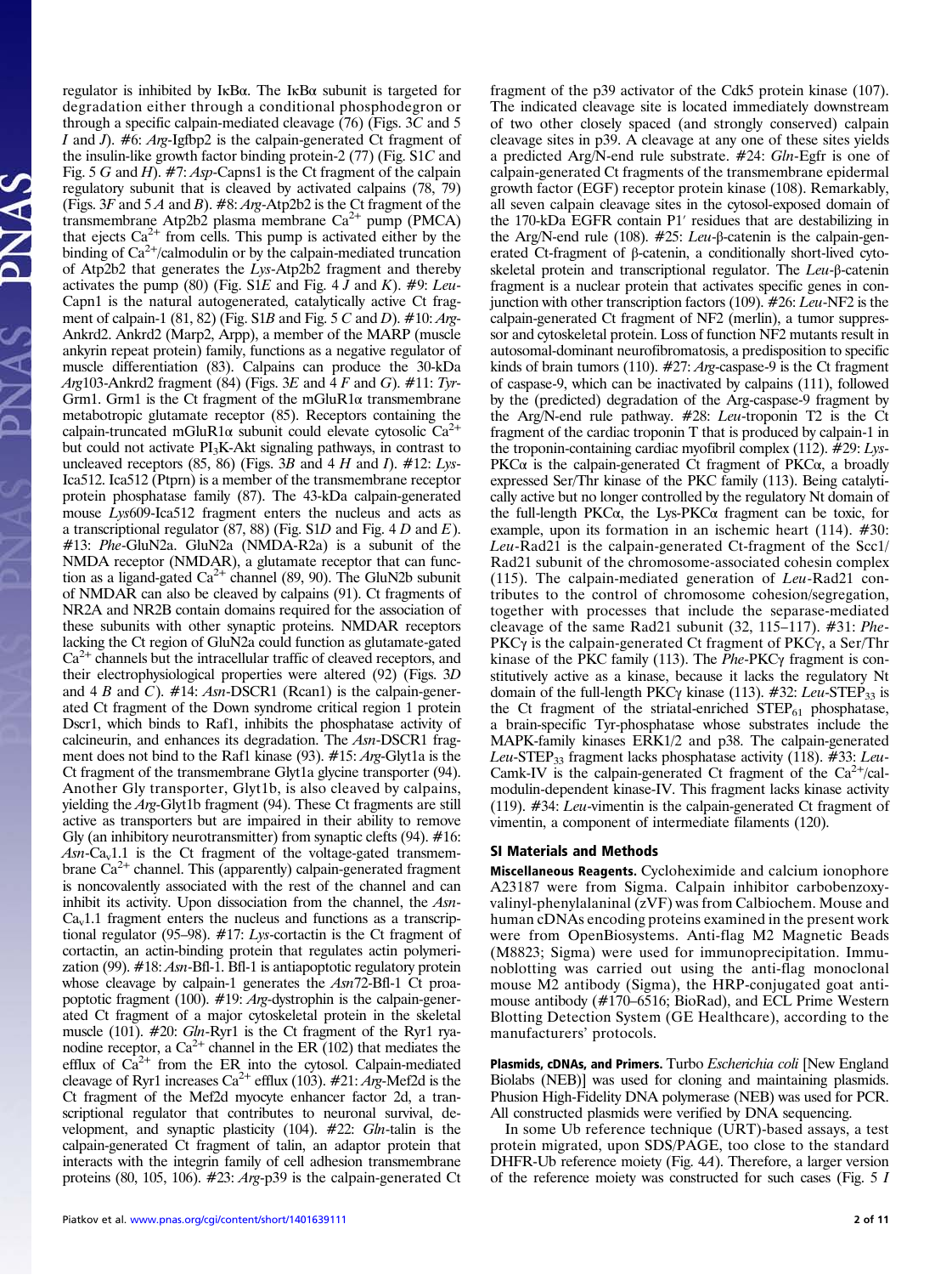regulator is inhibited by IκBα. The IκBα subunit is targeted for degradation either through a conditional phosphodegron or through a specific calpain-mediated cleavage (76) (Figs. 3*C* and 5 *I* and *J*). #6: *Arg*-Igfbp2 is the calpain-generated Ct fragment of the insulin-like growth factor binding protein-2 (77) (Fig. S1*C* and Fig. 5 *G* and *H*). #7: *Asp*-Capns1 is the Ct fragment of the calpain regulatory subunit that is cleaved by activated calpains (78, 79) (Figs. 3*F* and 5 *A* and *B*). #8: *Arg*-Atp2b2 is the Ct fragment of the transmembrane Atp2b2 plasma membrane $Ca^{2+}$ pump (PMCA) that ejects $Ca^{2+}$ from cells. This pump is activated either by the binding of $Ca^{2+}$/calmodulin or by the calpain-mediated truncation of Atp2b2 that generates the *Lys*-Atp2b2 fragment and thereby activates the pump (80) (Fig. S1*E* and Fig. 4 *J* and *K*). #9: *Leu*-Capn1 is the natural autogenerated, catalytically active Ct fragment of calpain-1 (81, 82) (Fig. S1*B* and Fig. 5 *C* and *D*). #10: *Arg*-Ankrd2. Ankrd2 (Marp2, Arpp), a member of the MARP (muscle ankyrin repeat protein) family, functions as a negative regulator of muscle differentiation (83). Calpains can produce the 30-kDa *Arg*103-Ankrd2 fragment (84) (Figs. 3*E* and 4 *F* and *G*). #11: *Tyr*-Grm1. Grm1 is the Ct fragment of the mGluR1α transmembrane metabotropic glutamate receptor (85). Receptors containing the calpain-truncated mGluR1α subunit could elevate cytosolic $Ca^{2+}$ but could not activate $PI_3$K-Akt signaling pathways, in contrast to uncleaved receptors (85, 86) (Figs. 3*B* and 4 *H* and *I*). #12: *Lys*-Ica512. Ica512 (Ptprn) is a member of the transmembrane receptor protein phosphatase family (87). The 43-kDa calpain-generated mouse *Lys*609-Ica512 fragment enters the nucleus and acts as a transcriptional regulator (87, 88) (Fig. S1*D* and Fig. 4 *D* and *E*). #13: *Phe*-GluN2a. GluN2a (NMDA-R2a) is a subunit of the NMDA receptor (NMDAR), a glutamate receptor that can function as a ligand-gated $Ca^{2+}$ channel (89, 90). The GluN2b subunit of NMDAR can also be cleaved by calpains (91). Ct fragments of NR2A and NR2B contain domains required for the association of these subunits with other synaptic proteins. NMDAR receptors lacking the Ct region of GluN2a could function as glutamate-gated $Ca^{2+}$ channels but the intracellular traffic of cleaved receptors, and their electrophysiological properties were altered (92) (Figs. 3*D* and 4 *B* and *C*). #14: *Asn*-DSCR1 (Rcan1) is the calpain-generated Ct fragment of the Down syndrome critical region 1 protein Dscr1, which binds to Raf1, inhibits the phosphatase activity of calcineurin, and enhances its degradation. The *Asn*-DSCR1 fragment does not bind to the Raf1 kinase (93). #15: *Arg*-Glyt1a is the Ct fragment of the transmembrane Glyt1a glycine transporter (94). Another Gly transporter, Glyt1b, is also cleaved by calpains, yielding the *Arg*-Glyt1b fragment (94). These Ct fragments are still active as transporters but are impaired in their ability to remove Gly (an inhibitory neurotransmitter) from synaptic clefts (94). #16: *Asn*-$Ca_v$1.1 is the Ct fragment of the voltage-gated transmembrane $Ca^{2+}$ channel. This (apparently) calpain-generated fragment is noncovalently associated with the rest of the channel and can inhibit its activity. Upon dissociation from the channel, the *Asn*-$Ca_v$1.1 fragment enters the nucleus and functions as a transcriptional regulator (95–98). #17: *Lys*-cortactin is the Ct fragment of cortactin, an actin-binding protein that regulates actin polymerization (99). #18: *Asn*-Bfl-1. Bfl-1 is antiapoptotic regulatory protein whose cleavage by calpain-1 generates the *Asn*72-Bfl-1 Ct proapoptotic fragment (100). #19: *Arg*-dystrophin is the calpain-generated Ct fragment of a major cytoskeletal protein in the skeletal muscle (101). #20: *Gln*-Ryr1 is the Ct fragment of the Ryr1 ryanodine receptor, a $Ca^{2+}$ channel in the ER (102) that mediates the efflux of $Ca^{2+}$ from the ER into the cytosol. Calpain-mediated cleavage of Ryr1 increases $Ca^{2+}$ efflux (103). #21: *Arg*-Mef2d is the Ct fragment of the Mef2d myocyte enhancer factor 2d, a transcriptional regulator that contributes to neuronal survival, development, and synaptic plasticity (104). #22: *Gln*-talin is the calpain-generated Ct fragment of talin, an adaptor protein that interacts with the integrin family of cell adhesion transmembrane proteins (80, 105, 106). #23: *Arg*-p39 is the calpain-generated Ct fragment of the p39 activator of the Cdk5 protein kinase (107). The indicated cleavage site is located immediately downstream of two other closely spaced (and strongly conserved) calpain cleavage sites in p39. A cleavage at any one of these sites yields a predicted Arg/N-end rule substrate. #24: *Gln*-Egfr is one of calpain-generated Ct fragments of the transmembrane epidermal growth factor (EGF) receptor protein kinase (108). Remarkably, all seven calpain cleavage sites in the cytosol-exposed domain of the 170-kDa EGFR contain P1′ residues that are destabilizing in the Arg/N-end rule (108). #25: *Leu*-β-catenin is the calpain-generated Ct-fragment of β-catenin, a conditionally short-lived cytoskeletal protein and transcriptional regulator. The *Leu*-β-catenin fragment is a nuclear protein that activates specific genes in conjunction with other transcription factors (109). #26: *Leu*-NF2 is the calpain-generated Ct fragment of NF2 (merlin), a tumor suppressor and cytoskeletal protein. Loss of function NF2 mutants result in autosomal-dominant neurofibromatosis, a predisposition to specific kinds of brain tumors (110). #27: *Arg*-caspase-9 is the Ct fragment of caspase-9, which can be inactivated by calpains (111), followed by the (predicted) degradation of the Arg-caspase-9 fragment by the Arg/N-end rule pathway. #28: *Leu*-troponin T2 is the Ct fragment of the cardiac troponin T that is produced by calpain-1 in the troponin-containing cardiac myofibril complex (112). #29: *Lys*-PKCα is the calpain-generated Ct fragment of PKCα, a broadly expressed Ser/Thr kinase of the PKC family (113). Being catalytically active but no longer controlled by the regulatory Nt domain of the full-length PKCα, the Lys-PKCα fragment can be toxic, for example, upon its formation in an ischemic heart (114). #30: *Leu*-Rad21 is the calpain-generated Ct-fragment of the Scc1/Rad21 subunit of the chromosome-associated cohesin complex (115). The calpain-mediated generation of *Leu*-Rad21 contributes to the control of chromosome cohesion/segregation, together with processes that include the separase-mediated cleavage of the same Rad21 subunit (32, 115–117). #31: *Phe*-PKCγ is the calpain-generated Ct fragment of PKCγ, a Ser/Thr kinase of the PKC family (113). The *Phe*-PKCγ fragment is constitutively active as a kinase, because it lacks the regulatory Nt domain of the full-length PKCγ kinase (113). #32: *Leu*-$STEP_{33}$ is the Ct fragment of the striatal-enriched $STEP_{61}$ phosphatase, a brain-specific Tyr-phosphatase whose substrates include the MAPK-family kinases ERK1/2 and p38. The calpain-generated *Leu*-$STEP_{33}$ fragment lacks phosphatase activity (118). #33: *Leu*-Camk-IV is the calpain-generated Ct fragment of the $Ca^{2+}$/calmodulin-dependent kinase-IV. This fragment lacks kinase activity (119). #34: *Leu*-vimentin is the calpain-generated Ct fragment of vimentin, a component of intermediate filaments (120).

## SI Materials and Methods

**Miscellaneous Reagents.** Cycloheximide and calcium ionophore A23187 were from Sigma. Calpain inhibitor carbobenzoxy-valinyl-phenylalaninal (zVF) was from Calbiochem. Mouse and human cDNAs encoding proteins examined in the present work were from OpenBiosystems. Anti-flag M2 Magnetic Beads (M8823; Sigma) were used for immunoprecipitation. Immunoblotting was carried out using the anti-flag monoclonal mouse M2 antibody (Sigma), the HRP-conjugated goat anti-mouse antibody (#170–6516; BioRad), and ECL Prime Western Blotting Detection System (GE Healthcare), according to the manufacturers' protocols.

**Plasmids, cDNAs, and Primers.** Turbo *Escherichia coli* [New England Biolabs (NEB)] was used for cloning and maintaining plasmids. Phusion High-Fidelity DNA polymerase (NEB) was used for PCR. All constructed plasmids were verified by DNA sequencing.

In some Ub reference technique (URT)-based assays, a test protein migrated, upon SDS/PAGE, too close to the standard DHFR-Ub reference moiety (Fig. 4*A*). Therefore, a larger version of the reference moiety was constructed for such cases (Fig. 5 *I*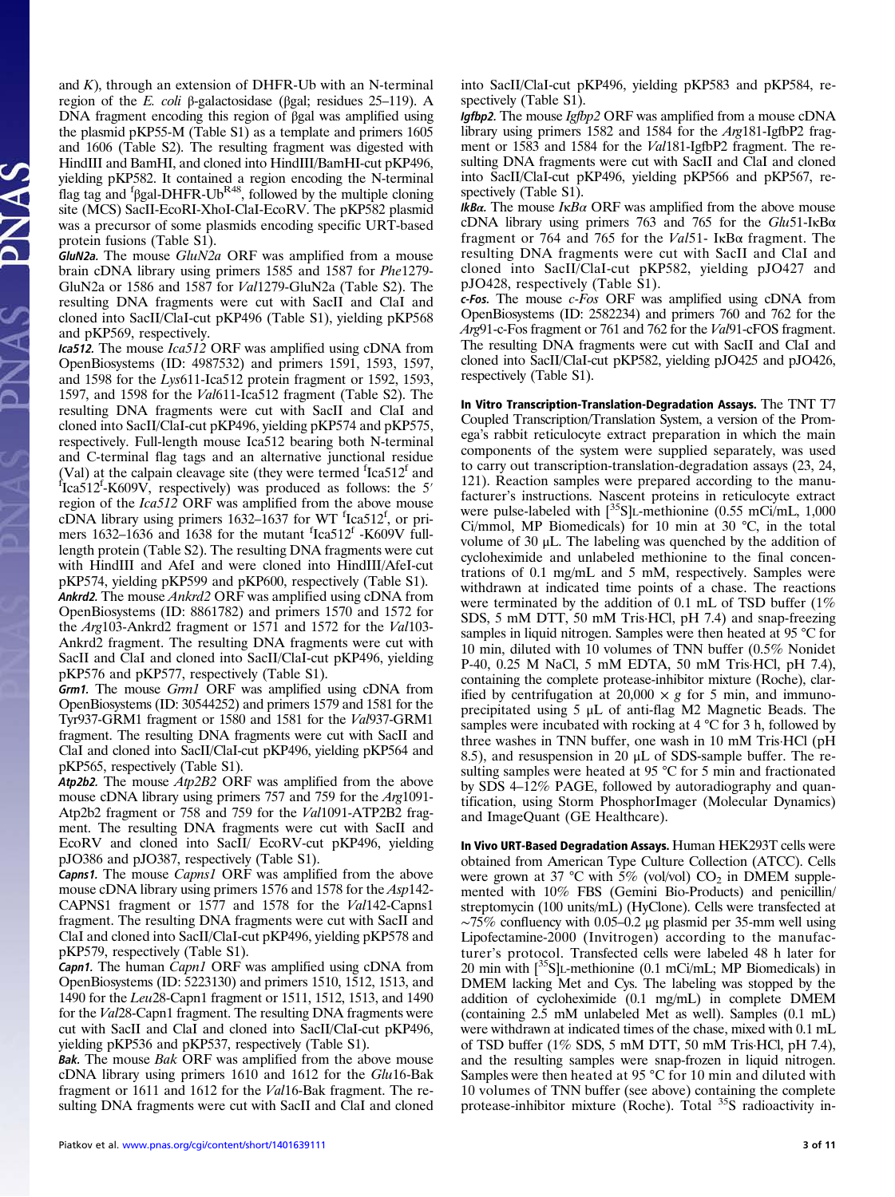and *K*), through an extension of DHFR-Ub with an N-terminal region of the *E. coli* β-galactosidase (βgal; residues 25–119). A DNA fragment encoding this region of βgal was amplified using the plasmid pKP55-M (Table S1) as a template and primers 1605 and 1606 (Table S2). The resulting fragment was digested with HindIII and BamHI, and cloned into HindIII/BamHI-cut pKP496, yielding pKP582. It contained a region encoding the N-terminal flag tag and $^{f}$βgal-DHFR-Ub$^{R48}$, followed by the multiple cloning site (MCS) SacII-EcoRI-XhoI-ClaI-EcoRV. The pKP582 plasmid was a precursor of some plasmids encoding specific URT-based protein fusions (Table S1).

***GluN2a.*** The mouse *GluN2a* ORF was amplified from a mouse brain cDNA library using primers 1585 and 1587 for *Phe*1279-GluN2a or 1586 and 1587 for *Val*1279-GluN2a (Table S2). The resulting DNA fragments were cut with SacII and ClaI and cloned into SacII/ClaI-cut pKP496 (Table S1), yielding pKP568 and pKP569, respectively.

***Ica512.*** The mouse *Ica512* ORF was amplified using cDNA from OpenBiosystems (ID: 4987532) and primers 1591, 1593, 1597, and 1598 for the *Lys*611-Ica512 protein fragment or 1592, 1593, 1597, and 1598 for the *Val*611-Ica512 fragment (Table S2). The resulting DNA fragments were cut with SacII and ClaI and cloned into SacII/ClaI-cut pKP496, yielding pKP574 and pKP575, respectively. Full-length mouse Ica512 bearing both N-terminal and C-terminal flag tags and an alternative junctional residue (Val) at the calpain cleavage site (they were termed $^{f}$Ica512$^{f}$ and $^{f}$Ica512$^{f}$-K609V, respectively) was produced as follows: the 5′ region of the *Ica512* ORF was amplified from the above mouse cDNA library using primers 1632–1637 for WT $^{f}$Ica512$^{f}$, or primers 1632–1636 and 1638 for the mutant $^{f}$Ica512$^{f}$ -K609V full-length protein (Table S2). The resulting DNA fragments were cut with HindIII and AfeI and were cloned into HindIII/AfeI-cut pKP574, yielding pKP599 and pKP600, respectively (Table S1).

***Ankrd2.*** The mouse *Ankrd2* ORF was amplified using cDNA from OpenBiosystems (ID: 8861782) and primers 1570 and 1572 for the *Arg*103-Ankrd2 fragment or 1571 and 1572 for the *Val*103-Ankrd2 fragment. The resulting DNA fragments were cut with SacII and ClaI and cloned into SacII/ClaI-cut pKP496, yielding pKP576 and pKP577, respectively (Table S1).

***Grm1.*** The mouse *Grm1* ORF was amplified using cDNA from OpenBiosystems (ID: 30544252) and primers 1579 and 1581 for the Tyr937-GRM1 fragment or 1580 and 1581 for the *Val*937-GRM1 fragment. The resulting DNA fragments were cut with SacII and ClaI and cloned into SacII/ClaI-cut pKP496, yielding pKP564 and pKP565, respectively (Table S1).

***Atp2b2.*** The mouse *Atp2B2* ORF was amplified from the above mouse cDNA library using primers 757 and 759 for the *Arg*1091-Atp2b2 fragment or 758 and 759 for the *Val*1091-ATP2B2 fragment. The resulting DNA fragments were cut with SacII and EcoRV and cloned into SacII/ EcoRV-cut pKP496, yielding pJO386 and pJO387, respectively (Table S1).

***Capns1.*** The mouse *Capns1* ORF was amplified from the above mouse cDNA library using primers 1576 and 1578 for the *Asp*142-CAPNS1 fragment or 1577 and 1578 for the *Val*142-Capns1 fragment. The resulting DNA fragments were cut with SacII and ClaI and cloned into SacII/ClaI-cut pKP496, yielding pKP578 and pKP579, respectively (Table S1).

***Capn1.*** The human *Capn1* ORF was amplified using cDNA from OpenBiosystems (ID: 5223130) and primers 1510, 1512, 1513, and 1490 for the *Leu*28-Capn1 fragment or 1511, 1512, 1513, and 1490 for the *Val*28-Capn1 fragment. The resulting DNA fragments were cut with SacII and ClaI and cloned into SacII/ClaI-cut pKP496, yielding pKP536 and pKP537, respectively (Table S1).

***Bak.*** The mouse *Bak* ORF was amplified from the above mouse cDNA library using primers 1610 and 1612 for the *Glu*16-Bak fragment or 1611 and 1612 for the *Val*16-Bak fragment. The resulting DNA fragments were cut with SacII and ClaI and cloned into SacII/ClaI-cut pKP496, yielding pKP583 and pKP584, respectively (Table S1).

***Igfbp2.*** The mouse *Igfbp2* ORF was amplified from a mouse cDNA library using primers 1582 and 1584 for the *Arg*181-IgfbP2 fragment or 1583 and 1584 for the *Val*181-IgfbP2 fragment. The resulting DNA fragments were cut with SacII and ClaI and cloned into SacII/ClaI-cut pKP496, yielding pKP566 and pKP567, respectively (Table S1).

***IkBα.*** The mouse *IκBα* ORF was amplified from the above mouse cDNA library using primers 763 and 765 for the *Glu*51-IκBα fragment or 764 and 765 for the *Val*51- IκBα fragment. The resulting DNA fragments were cut with SacII and ClaI and cloned into SacII/ClaI-cut pKP582, yielding pJO427 and pJO428, respectively (Table S1).

***c-Fos.*** The mouse *c-Fos* ORF was amplified using cDNA from OpenBiosystems (ID: 2582234) and primers 760 and 762 for the *Arg*91-c-Fos fragment or 761 and 762 for the *Val*91-cFOS fragment. The resulting DNA fragments were cut with SacII and ClaI and cloned into SacII/ClaI-cut pKP582, yielding pJO425 and pJO426, respectively (Table S1).

**In Vitro Transcription-Translation-Degradation Assays.** The TNT T7 Coupled Transcription/Translation System, a version of the Promega's rabbit reticulocyte extract preparation in which the main components of the system were supplied separately, was used to carry out transcription-translation-degradation assays (23, 24, 121). Reaction samples were prepared according to the manufacturer's instructions. Nascent proteins in reticulocyte extract were pulse-labeled with [$^{35}$S]L-methionine (0.55 mCi/mL, 1,000 Ci/mmol, MP Biomedicals) for 10 min at 30 °C, in the total volume of 30 μL. The labeling was quenched by the addition of cycloheximide and unlabeled methionine to the final concentrations of 0.1 mg/mL and 5 mM, respectively. Samples were withdrawn at indicated time points of a chase. The reactions were terminated by the addition of 0.1 mL of TSD buffer (1% SDS, 5 mM DTT, 50 mM Tris·HCl, pH 7.4) and snap-freezing samples in liquid nitrogen. Samples were then heated at 95 °C for 10 min, diluted with 10 volumes of TNN buffer (0.5% Nonidet P-40, 0.25 M NaCl, 5 mM EDTA, 50 mM Tris·HCl, pH 7.4), containing the complete protease-inhibitor mixture (Roche), clarified by centrifugation at 20,000 × *g* for 5 min, and immunoprecipitated using 5 μL of anti-flag M2 Magnetic Beads. The samples were incubated with rocking at 4 °C for 3 h, followed by three washes in TNN buffer, one wash in 10 mM Tris·HCl (pH 8.5), and resuspension in 20 μL of SDS-sample buffer. The resulting samples were heated at 95 °C for 5 min and fractionated by SDS 4–12% PAGE, followed by autoradiography and quantification, using Storm PhosphorImager (Molecular Dynamics) and ImageQuant (GE Healthcare).

**In Vivo URT-Based Degradation Assays.** Human HEK293T cells were obtained from American Type Culture Collection (ATCC). Cells were grown at 37 °C with 5% (vol/vol) $CO_2$ in DMEM supplemented with 10% FBS (Gemini Bio-Products) and penicillin/streptomycin (100 units/mL) (HyClone). Cells were transfected at ~75% confluency with 0.05–0.2 μg plasmid per 35-mm well using Lipofectamine-2000 (Invitrogen) according to the manufacturer's protocol. Transfected cells were labeled 48 h later for 20 min with [$^{35}$S]L-methionine (0.1 mCi/mL; MP Biomedicals) in DMEM lacking Met and Cys. The labeling was stopped by the addition of cycloheximide (0.1 mg/mL) in complete DMEM (containing 2.5 mM unlabeled Met as well). Samples (0.1 mL) were withdrawn at indicated times of the chase, mixed with 0.1 mL of TSD buffer (1% SDS, 5 mM DTT, 50 mM Tris·HCl, pH 7.4), and the resulting samples were snap-frozen in liquid nitrogen. Samples were then heated at 95 °C for 10 min and diluted with 10 volumes of TNN buffer (see above) containing the complete protease-inhibitor mixture (Roche). Total $^{35}$S radioactivity in-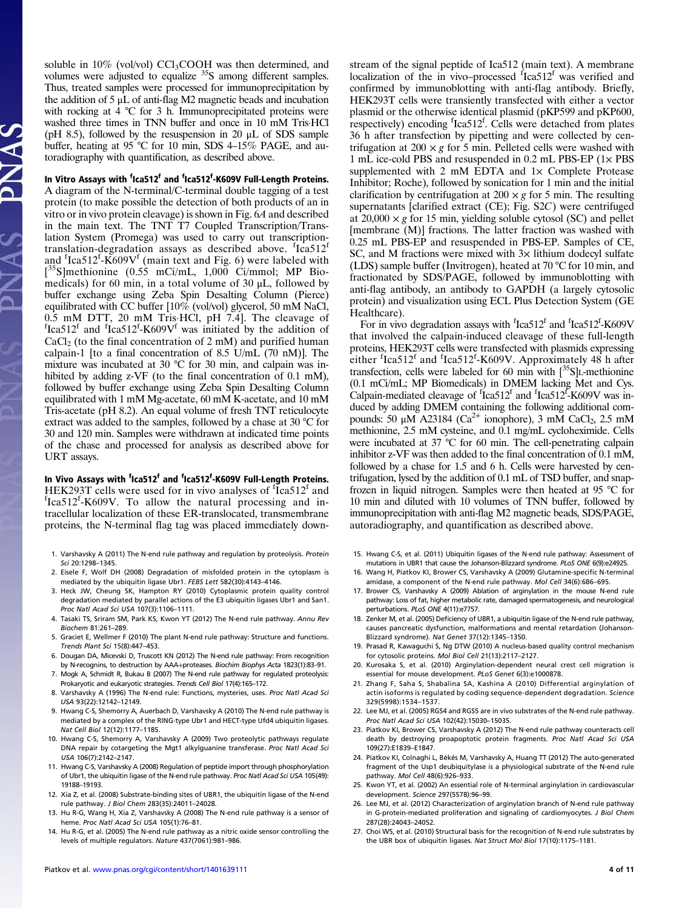soluble in 10% (vol/vol) $CCl_3COOH$ was then determined, and volumes were adjusted to equalize $^{35}S$ among different samples. Thus, treated samples were processed for immunoprecipitation by the addition of 5 μL of anti-flag M2 magnetic beads and incubation with rocking at 4 °C for 3 h. Immunoprecipitated proteins were washed three times in TNN buffer and once in 10 mM Tris·HCl (pH 8.5), followed by the resuspension in 20 μL of SDS sample buffer, heating at 95 °C for 10 min, SDS 4–15% PAGE, and autoradiography with quantification, as described above.

**In Vitro Assays with $^{f}$Ica512$^{f}$ and $^{f}$Ica512$^{f}$-K609V Full-Length Proteins.** A diagram of the N-terminal/C-terminal double tagging of a test protein (to make possible the detection of both products of an in vitro or in vivo protein cleavage) is shown in Fig. 6A and described in the main text. The TNT T7 Coupled Transcription/Translation System (Promega) was used to carry out transcription-translation-degradation assays as described above. $^{f}$Ica512$^{f}$ and $^{f}$Ica512$^{f}$-K609V$^{f}$ (main text and Fig. 6) were labeled with [$^{35}$S]methionine (0.55 mCi/mL, 1,000 Ci/mmol; MP Biomedicals) for 60 min, in a total volume of 30 μL, followed by buffer exchange using Zeba Spin Desalting Column (Pierce) equilibrated with CC buffer [10% (vol/vol) glycerol, 50 mM NaCl, 0.5 mM DTT, 20 mM Tris·HCl, pH 7.4]. The cleavage of $^{f}$Ica512$^{f}$ and $^{f}$Ica512$^{f}$-K609V$^{f}$ was initiated by the addition of $CaCl_2$ (to the final concentration of 2 mM) and purified human calpain-1 [to a final concentration of 8.5 U/mL (70 nM)]. The mixture was incubated at 30 °C for 30 min, and calpain was inhibited by adding z-VF (to the final concentration of 0.1 mM), followed by buffer exchange using Zeba Spin Desalting Column equilibrated with 1 mM Mg-acetate, 60 mM K-acetate, and 10 mM Tris-acetate (pH 8.2). An equal volume of fresh TNT reticulocyte extract was added to the samples, followed by a chase at 30 °C for 30 and 120 min. Samples were withdrawn at indicated time points of the chase and processed for analysis as described above for URT assays.

**In Vivo Assays with $^{f}$Ica512$^{f}$ and $^{f}$Ica512$^{f}$-K609V Full-Length Proteins.** HEK293T cells were used for in vivo analyses of $^{f}$Ica512$^{f}$ and $^{f}$Ica512$^{f}$-K609V. To allow the natural processing and intracellular localization of these ER-translocated, transmembrane proteins, the N-terminal flag tag was placed immediately downstream of the signal peptide of Ica512 (main text). A membrane localization of the in vivo–processed $^{f}$Ica512$^{f}$ was verified and confirmed by immunoblotting with anti-flag antibody. Briefly, HEK293T cells were transiently transfected with either a vector plasmid or the otherwise identical plasmid (pKP599 and pKP600, respectively) encoding $^{f}$Ica512$^{f}$. Cells were detached from plates 36 h after transfection by pipetting and were collected by centrifugation at 200 × *g* for 5 min. Pelleted cells were washed with 1 mL ice-cold PBS and resuspended in 0.2 mL PBS-EP (1× PBS supplemented with 2 mM EDTA and 1× Complete Protease Inhibitor; Roche), followed by sonication for 1 min and the initial clarification by centrifugation at 200 × *g* for 5 min. The resulting supernatants [clarified extract (CE); Fig. S2C) were centrifuged at 20,000 × *g* for 15 min, yielding soluble cytosol (SC) and pellet [membrane (M)] fractions. The latter fraction was washed with 0.25 mL PBS-EP and resuspended in PBS-EP. Samples of CE, SC, and M fractions were mixed with 3× lithium dodecyl sulfate (LDS) sample buffer (Invitrogen), heated at 70 °C for 10 min, and fractionated by SDS/PAGE, followed by immunoblotting with anti-flag antibody, an antibody to GAPDH (a largely cytosolic protein) and visualization using ECL Plus Detection System (GE Healthcare).

For in vivo degradation assays with $^{f}$Ica512$^{f}$ and $^{f}$Ica512$^{f}$-K609V that involved the calpain-induced cleavage of these full-length proteins, HEK293T cells were transfected with plasmids expressing either $^{f}$Ica512$^{f}$ and $^{f}$Ica512$^{f}$-K609V. Approximately 48 h after transfection, cells were labeled for 60 min with [$^{35}$S]L-methionine (0.1 mCi/mL; MP Biomedicals) in DMEM lacking Met and Cys. Calpain-mediated cleavage of $^{f}$Ica512$^{f}$ and $^{f}$Ica512$^{f}$-K609V was induced by adding DMEM containing the following additional compounds: 50 μM A23184 ($Ca^{2+}$ ionophore), 3 mM $CaCl_2$, 2.5 mM methionine, 2.5 mM cysteine, and 0.1 mg/mL cycloheximide. Cells were incubated at 37 °C for 60 min. The cell-penetrating calpain inhibitor z-VF was then added to the final concentration of 0.1 mM, followed by a chase for 1.5 and 6 h. Cells were harvested by centrifugation, lysed by the addition of 0.1 mL of TSD buffer, and snap-frozen in liquid nitrogen. Samples were then heated at 95 °C for 10 min and diluted with 10 volumes of TNN buffer, followed by immunoprecipitation with anti-flag M2 magnetic beads, SDS/PAGE, autoradiography, and quantification as described above.

1. Varshavsky A (2011) The N-end rule pathway and regulation by proteolysis. *Protein Sci* 20:1298–1345.
2. Eisele F, Wolf DH (2008) Degradation of misfolded protein in the cytoplasm is mediated by the ubiquitin ligase Ubr1. *FEBS Lett* 582(30):4143–4146.
3. Heck JW, Cheung SK, Hampton RY (2010) Cytoplasmic protein quality control degradation mediated by parallel actions of the E3 ubiquitin ligases Ubr1 and San1. *Proc Natl Acad Sci USA* 107(3):1106–1111.
4. Tasaki TS, Sriram SM, Park KS, Kwon YT (2012) The N-end rule pathway. *Annu Rev Biochem* 81:261–289.
5. Graciet E, Wellmer F (2010) The plant N-end rule pathway: Structure and functions. *Trends Plant Sci* 15(8):447–453.
6. Dougan DA, Micevski D, Truscott KN (2012) The N-end rule pathway: From recognition by N-recognins, to destruction by AAA+proteases. *Biochim Biophys Acta* 1823(1):83–91.
7. Mogk A, Schmidt R, Bukau B (2007) The N-end rule pathway for regulated proteolysis: Prokaryotic and eukaryotic strategies. *Trends Cell Biol* 17(4):165–172.
8. Varshavsky A (1996) The N-end rule: Functions, mysteries, uses. *Proc Natl Acad Sci USA* 93(22):12142–12149.
9. Hwang C-S, Shemorry A, Auerbach D, Varshavsky A (2010) The N-end rule pathway is mediated by a complex of the RING-type Ubr1 and HECT-type Ufd4 ubiquitin ligases. *Nat Cell Biol* 12(12):1177–1185.
10. Hwang C-S, Shemorry A, Varshavsky A (2009) Two proteolytic pathways regulate DNA repair by cotargeting the Mgt1 alkylguanine transferase. *Proc Natl Acad Sci USA* 106(7):2142–2147.
11. Hwang C-S, Varshavsky A (2008) Regulation of peptide import through phosphorylation of Ubr1, the ubiquitin ligase of the N-end rule pathway. *Proc Natl Acad Sci USA* 105(49):19188–19193.
12. Xia Z, et al. (2008) Substrate-binding sites of UBR1, the ubiquitin ligase of the N-end rule pathway. *J Biol Chem* 283(35):24011–24028.
13. Hu R-G, Wang H, Xia Z, Varshavsky A (2008) The N-end rule pathway is a sensor of heme. *Proc Natl Acad Sci USA* 105(1):76–81.
14. Hu R-G, et al. (2005) The N-end rule pathway as a nitric oxide sensor controlling the levels of multiple regulators. *Nature* 437(7061):981–986.
15. Hwang C-S, et al. (2011) Ubiquitin ligases of the N-end rule pathway: Assessment of mutations in UBR1 that cause the Johanson-Blizzard syndrome. *PLoS ONE* 6(9):e24925.
16. Wang H, Piatkov KI, Brower CS, Varshavsky A (2009) Glutamine-specific N-terminal amidase, a component of the N-end rule pathway. *Mol Cell* 34(6):686–695.
17. Brower CS, Varshavsky A (2009) Ablation of arginylation in the mouse N-end rule pathway: Loss of fat, higher metabolic rate, damaged spermatogenesis, and neurological perturbations. *PLoS ONE* 4(11):e7757.
18. Zenker M, et al. (2005) Deficiency of UBR1, a ubiquitin ligase of the N-end rule pathway, causes pancreatic dysfunction, malformations and mental retardation (Johanson-Blizzard syndrome). *Nat Genet* 37(12):1345–1350.
19. Prasad R, Kawaguchi S, Ng DTW (2010) A nucleus-based quality control mechanism for cytosolic proteins. *Mol Biol Cell* 21(13):2117–2127.
20. Kurosaka S, et al. (2010) Arginylation-dependent neural crest cell migration is essential for mouse development. *PLoS Genet* 6(3):e1000878.
21. Zhang F, Saha S, Shabalina SA, Kashina A (2010) Differential arginylation of actin isoforms is regulated by coding sequence-dependent degradation. *Science* 329(5998):1534–1537.
22. Lee MJ, et al. (2005) RGS4 and RGS5 are in vivo substrates of the N-end rule pathway. *Proc Natl Acad Sci USA* 102(42):15030–15035.
23. Piatkov KI, Brower CS, Varshavsky A (2012) The N-end rule pathway counteracts cell death by destroying proapoptotic protein fragments. *Proc Natl Acad Sci USA* 109(27):E1839–E1847.
24. Piatkov KI, Colnaghi L, Békés M, Varshavsky A, Huang TT (2012) The auto-generated fragment of the Usp1 deubiquitylase is a physiological substrate of the N-end rule pathway. *Mol Cell* 48(6):926–933.
25. Kwon YT, et al. (2002) An essential role of N-terminal arginylation in cardiovascular development. *Science* 297(5578):96–99.
26. Lee MJ, et al. (2012) Characterization of arginylation branch of N-end rule pathway in G-protein-mediated proliferation and signaling of cardiomyocytes. *J Biol Chem* 287(28):24043–24052.
27. Choi WS, et al. (2010) Structural basis for the recognition of N-end rule substrates by the UBR box of ubiquitin ligases. *Nat Struct Mol Biol* 17(10):1175–1181.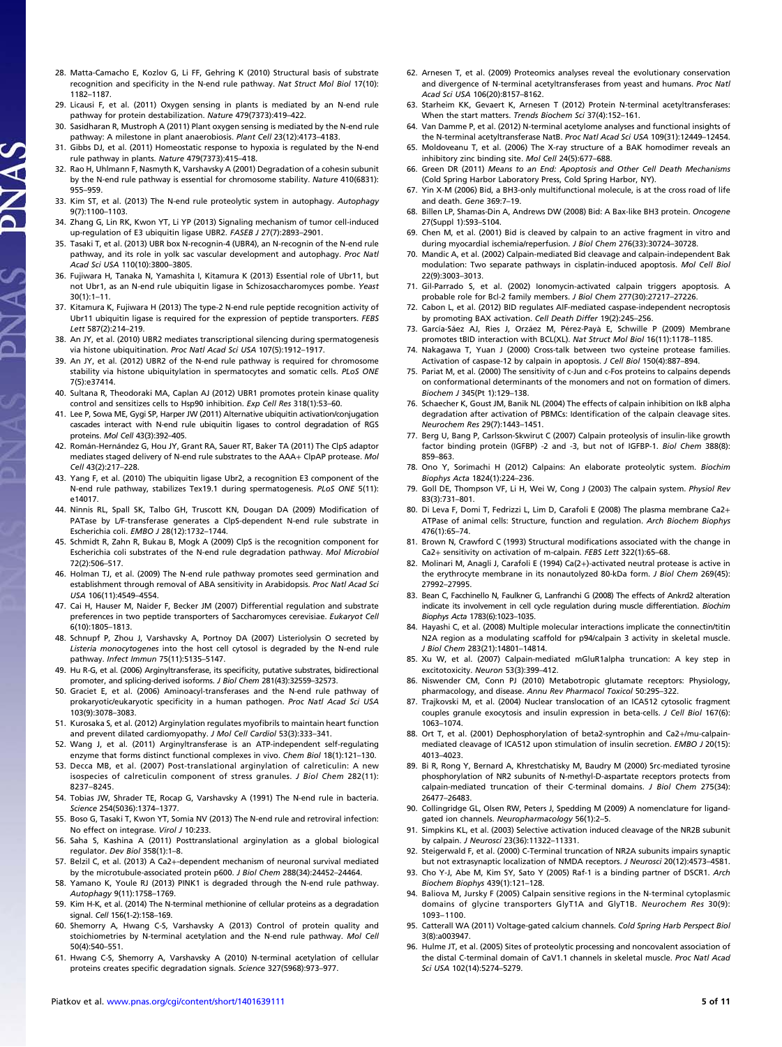28. Matta-Camacho E, Kozlov G, Li FF, Gehring K (2010) Structural basis of substrate recognition and specificity in the N-end rule pathway. *Nat Struct Mol Biol* 17(10): 1182–1187.
29. Licausi F, et al. (2011) Oxygen sensing in plants is mediated by an N-end rule pathway for protein destabilization. *Nature* 479(7373):419–422.
30. Sasidharan R, Mustroph A (2011) Plant oxygen sensing is mediated by the N-end rule pathway: A milestone in plant anaerobiosis. *Plant Cell* 23(12):4173–4183.
31. Gibbs DJ, et al. (2011) Homeostatic response to hypoxia is regulated by the N-end rule pathway in plants. *Nature* 479(7373):415–418.
32. Rao H, Uhlmann F, Nasmyth K, Varshavsky A (2001) Degradation of a cohesin subunit by the N-end rule pathway is essential for chromosome stability. *Nature* 410(6831): 955–959.
33. Kim ST, et al. (2013) The N-end rule proteolytic system in autophagy. *Autophagy* 9(7):1100–1103.
34. Zhang G, Lin RK, Kwon YT, Li YP (2013) Signaling mechanism of tumor cell-induced up-regulation of E3 ubiquitin ligase UBR2. *FASEB J* 27(7):2893–2901.
35. Tasaki T, et al. (2013) UBR box N-recognin-4 (UBR4), an N-recognin of the N-end rule pathway, and its role in yolk sac vascular development and autophagy. *Proc Natl Acad Sci USA* 110(10):3800–3805.
36. Fujiwara H, Tanaka N, Yamashita I, Kitamura K (2013) Essential role of Ubr11, but not Ubr1, as an N-end rule ubiquitin ligase in Schizosaccharomyces pombe. *Yeast* 30(1):1–11.
37. Kitamura K, Fujiwara H (2013) The type-2 N-end rule peptide recognition activity of Ubr11 ubiquitin ligase is required for the expression of peptide transporters. *FEBS Lett* 587(2):214–219.
38. An JY, et al. (2010) UBR2 mediates transcriptional silencing during spermatogenesis via histone ubiquitination. *Proc Natl Acad Sci USA* 107(5):1912–1917.
39. An JY, et al. (2012) UBR2 of the N-end rule pathway is required for chromosome stability via histone ubiquitylation in spermatocytes and somatic cells. *PLoS ONE* 7(5):e37414.
40. Sultana R, Theodoraki MA, Caplan AJ (2012) UBR1 promotes protein kinase quality control and sensitizes cells to Hsp90 inhibition. *Exp Cell Res* 318(1):53–60.
41. Lee P, Sowa ME, Gygi SP, Harper JW (2011) Alternative ubiquitin activation/conjugation cascades interact with N-end rule ubiquitin ligases to control degradation of RGS proteins. *Mol Cell* 43(3):392–405.
42. Román-Hernández G, Hou JY, Grant RA, Sauer RT, Baker TA (2011) The ClpS adaptor mediates staged delivery of N-end rule substrates to the AAA+ ClpAP protease. *Mol Cell* 43(2):217–228.
43. Yang F, et al. (2010) The ubiquitin ligase Ubr2, a recognition E3 component of the N-end rule pathway, stabilizes Tex19.1 during spermatogenesis. *PLoS ONE* 5(11): e14017.
44. Ninnis RL, Spall SK, Talbo GH, Truscott KN, Dougan DA (2009) Modification of PATase by L/F-transferase generates a ClpS-dependent N-end rule substrate in Escherichia coli. *EMBO J* 28(12):1732–1744.
45. Schmidt R, Zahn R, Bukau B, Mogk A (2009) ClpS is the recognition component for Escherichia coli substrates of the N-end rule degradation pathway. *Mol Microbiol* 72(2):506–517.
46. Holman TJ, et al. (2009) The N-end rule pathway promotes seed germination and establishment through removal of ABA sensitivity in Arabidopsis. *Proc Natl Acad Sci USA* 106(11):4549–4554.
47. Cai H, Hauser M, Naider F, Becker JM (2007) Differential regulation and substrate preferences in two peptide transporters of Saccharomyces cerevisiae. *Eukaryot Cell* 6(10):1805–1813.
48. Schnupf P, Zhou J, Varshavsky A, Portnoy DA (2007) Listeriolysin O secreted by *Listeria monocytogenes* into the host cell cytosol is degraded by the N-end rule pathway. *Infect Immun* 75(11):5135–5147.
49. Hu R-G, et al. (2006) Arginyltransferase, its specificity, putative substrates, bidirectional promoter, and splicing-derived isoforms. *J Biol Chem* 281(43):32559–32573.
50. Graciet E, et al. (2006) Aminoacyl-transferases and the N-end rule pathway of prokaryotic/eukaryotic specificity in a human pathogen. *Proc Natl Acad Sci USA* 103(9):3078–3083.
51. Kurosaka S, et al. (2012) Arginylation regulates myofibrils to maintain heart function and prevent dilated cardiomyopathy. *J Mol Cell Cardiol* 53(3):333–341.
52. Wang J, et al. (2011) Arginyltransferase is an ATP-independent self-regulating enzyme that forms distinct functional complexes in vivo. *Chem Biol* 18(1):121–130.
53. Decca MB, et al. (2007) Post-translational arginylation of calreticulin: A new isospecies of calreticulin component of stress granules. *J Biol Chem* 282(11): 8237–8245.
54. Tobias JW, Shrader TE, Rocap G, Varshavsky A (1991) The N-end rule in bacteria. *Science* 254(5036):1374–1377.
55. Boso G, Tasaki T, Kwon YT, Somia NV (2013) The N-end rule and retroviral infection: No effect on integrase. *Virol J* 10:233.
56. Saha S, Kashina A (2011) Posttranslational arginylation as a global biological regulator. *Dev Biol* 358(1):1–8.
57. Belzil C, et al. (2013) A Ca2+-dependent mechanism of neuronal survival mediated by the microtubule-associated protein p600. *J Biol Chem* 288(34):24452–24464.
58. Yamano K, Youle RJ (2013) PINK1 is degraded through the N-end rule pathway. *Autophagy* 9(11):1758–1769.
59. Kim H-K, et al. (2014) The N-terminal methionine of cellular proteins as a degradation signal. *Cell* 156(1-2):158–169.
60. Shemorry A, Hwang C-S, Varshavsky A (2013) Control of protein quality and stoichiometries by N-terminal acetylation and the N-end rule pathway. *Mol Cell* 50(4):540–551.
61. Hwang C-S, Shemorry A, Varshavsky A (2010) N-terminal acetylation of cellular proteins creates specific degradation signals. *Science* 327(5968):973–977.
62. Arnesen T, et al. (2009) Proteomics analyses reveal the evolutionary conservation and divergence of N-terminal acetyltransferases from yeast and humans. *Proc Natl Acad Sci USA* 106(20):8157–8162.
63. Starheim KK, Gevaert K, Arnesen T (2012) Protein N-terminal acetyltransferases: When the start matters. *Trends Biochem Sci* 37(4):152–161.
64. Van Damme P, et al. (2012) N-terminal acetylome analyses and functional insights of the N-terminal acetyltransferase NatB. *Proc Natl Acad Sci USA* 109(31):12449–12454.
65. Moldoveanu T, et al. (2006) The X-ray structure of a BAK homodimer reveals an inhibitory zinc binding site. *Mol Cell* 24(5):677–688.
66. Green DR (2011) *Means to an End: Apoptosis and Other Cell Death Mechanisms* (Cold Spring Harbor Laboratory Press, Cold Spring Harbor, NY).
67. Yin X-M (2006) Bid, a BH3-only multifunctional molecule, is at the cross road of life and death. *Gene* 369:7–19.
68. Billen LP, Shamas-Din A, Andrews DW (2008) Bid: A Bax-like BH3 protein. *Oncogene* 27(Suppl 1):S93–S104.
69. Chen M, et al. (2001) Bid is cleaved by calpain to an active fragment in vitro and during myocardial ischemia/reperfusion. *J Biol Chem* 276(33):30724–30728.
70. Mandic A, et al. (2002) Calpain-mediated Bid cleavage and calpain-independent Bak modulation: Two separate pathways in cisplatin-induced apoptosis. *Mol Cell Biol* 22(9):3003–3013.
71. Gil-Parrado S, et al. (2002) Ionomycin-activated calpain triggers apoptosis. A probable role for Bcl-2 family members. *J Biol Chem* 277(30):27217–27226.
72. Cabon L, et al. (2012) BID regulates AIF-mediated caspase-independent necroptosis by promoting BAX activation. *Cell Death Differ* 19(2):245–256.
73. García-Sáez AJ, Ries J, Orzáez M, Pérez-Payà E, Schwille P (2009) Membrane promotes tBID interaction with BCL(XL). *Nat Struct Mol Biol* 16(11):1178–1185.
74. Nakagawa T, Yuan J (2000) Cross-talk between two cysteine protease families. Activation of caspase-12 by calpain in apoptosis. *J Cell Biol* 150(4):887–894.
75. Pariat M, et al. (2000) The sensitivity of c-Jun and c-Fos proteins to calpains depends on conformational determinants of the monomers and not on formation of dimers. *Biochem J* 345(Pt 1):129–138.
76. Schaecher K, Goust JM, Banik NL (2004) The effects of calpain inhibition on IkB alpha degradation after activation of PBMCs: Identification of the calpain cleavage sites. *Neurochem Res* 29(7):1443–1451.
77. Berg U, Bang P, Carlsson-Skwirut C (2007) Calpain proteolysis of insulin-like growth factor binding protein (IGFBP) -2 and -3, but not of IGFBP-1. *Biol Chem* 388(8): 859–863.
78. Ono Y, Sorimachi H (2012) Calpains: An elaborate proteolytic system. *Biochim Biophys Acta* 1824(1):224–236.
79. Goll DE, Thompson VF, Li H, Wei W, Cong J (2003) The calpain system. *Physiol Rev* 83(3):731–801.
80. Di Leva F, Domi T, Fedrizzi L, Lim D, Carafoli E (2008) The plasma membrane Ca2+ ATPase of animal cells: Structure, function and regulation. *Arch Biochem Biophys* 476(1):65–74.
81. Brown N, Crawford C (1993) Structural modifications associated with the change in Ca2+ sensitivity on activation of m-calpain. *FEBS Lett* 322(1):65–68.
82. Molinari M, Anagli J, Carafoli E (1994) Ca(2+)-activated neutral protease is active in the erythrocyte membrane in its nonautolyzed 80-kDa form. *J Biol Chem* 269(45): 27992–27995.
83. Bean C, Facchinello N, Faulkner G, Lanfranchi G (2008) The effects of Ankrd2 alteration indicate its involvement in cell cycle regulation during muscle differentiation. *Biochim Biophys Acta* 1783(6):1023–1035.
84. Hayashi C, et al. (2008) Multiple molecular interactions implicate the connectin/titin N2A region as a modulating scaffold for p94/calpain 3 activity in skeletal muscle. *J Biol Chem* 283(21):14801–14814.
85. Xu W, et al. (2007) Calpain-mediated mGluR1alpha truncation: A key step in excitotoxicity. *Neuron* 53(3):399–412.
86. Niswender CM, Conn PJ (2010) Metabotropic glutamate receptors: Physiology, pharmacology, and disease. *Annu Rev Pharmacol Toxicol* 50:295–322.
87. Trajkovski M, et al. (2004) Nuclear translocation of an ICA512 cytosolic fragment couples granule exocytosis and insulin expression in beta-cells. *J Cell Biol* 167(6): 1063–1074.
88. Ort T, et al. (2001) Dephosphorylation of beta2-syntrophin and Ca2+/mu-calpain-mediated cleavage of ICA512 upon stimulation of insulin secretion. *EMBO J* 20(15): 4013–4023.
89. Bi R, Rong Y, Bernard A, Khrestchatisky M, Baudry M (2000) Src-mediated tyrosine phosphorylation of NR2 subunits of N-methyl-D-aspartate receptors protects from calpain-mediated truncation of their C-terminal domains. *J Biol Chem* 275(34): 26477–26483.
90. Collingridge GL, Olsen RW, Peters J, Spedding M (2009) A nomenclature for ligand-gated ion channels. *Neuropharmacology* 56(1):2–5.
91. Simpkins KL, et al. (2003) Selective activation induced cleavage of the NR2B subunit by calpain. *J Neurosci* 23(36):11322–11331.
92. Steigerwald F, et al. (2000) C-Terminal truncation of NR2A subunits impairs synaptic but not extrasynaptic localization of NMDA receptors. *J Neurosci* 20(12):4573–4581.
93. Cho Y-J, Abe M, Kim SY, Sato Y (2005) Raf-1 is a binding partner of DSCR1. *Arch Biochem Biophys* 439(1):121–128.
94. Baliova M, Jursky F (2005) Calpain sensitive regions in the N-terminal cytoplasmic domains of glycine transporters GlyT1A and GlyT1B. *Neurochem Res* 30(9): 1093–1100.
95. Catterall WA (2011) Voltage-gated calcium channels. *Cold Spring Harb Perspect Biol* 3(8):a003947.
96. Hulme JT, et al. (2005) Sites of proteolytic processing and noncovalent association of the distal C-terminal domain of CaV1.1 channels in skeletal muscle. *Proc Natl Acad Sci USA* 102(14):5274–5279.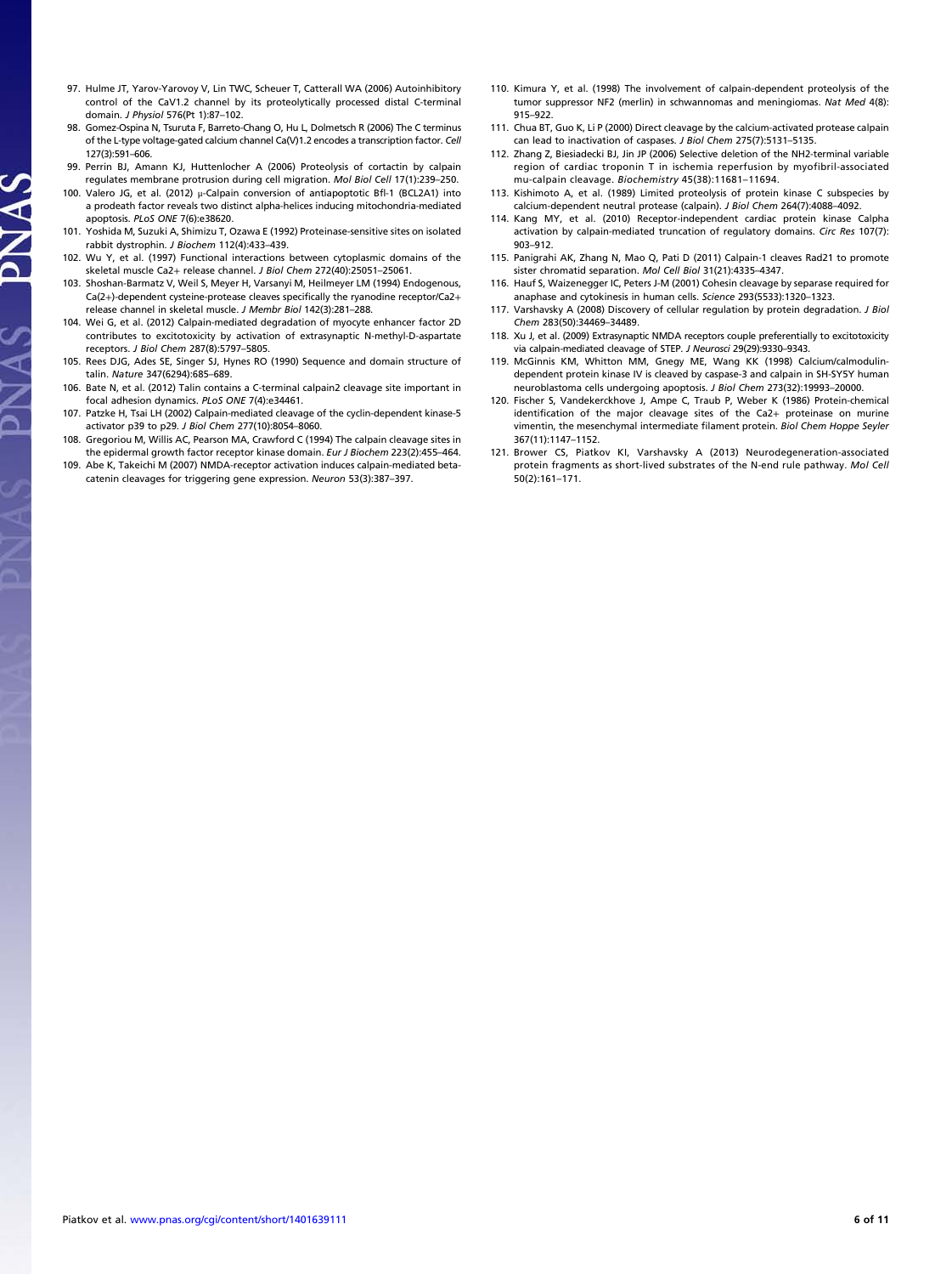97. Hulme JT, Yarov-Yarovoy V, Lin TWC, Scheuer T, Catterall WA (2006) Autoinhibitory control of the CaV1.2 channel by its proteolytically processed distal C-terminal domain. *J Physiol* 576(Pt 1):87–102.
98. Gomez-Ospina N, Tsuruta F, Barreto-Chang O, Hu L, Dolmetsch R (2006) The C terminus of the L-type voltage-gated calcium channel Ca(V)1.2 encodes a transcription factor. *Cell* 127(3):591–606.
99. Perrin BJ, Amann KJ, Huttenlocher A (2006) Proteolysis of cortactin by calpain regulates membrane protrusion during cell migration. *Mol Biol Cell* 17(1):239–250.
100. Valero JG, et al. (2012) μ-Calpain conversion of antiapoptotic Bfl-1 (BCL2A1) into a prodeath factor reveals two distinct alpha-helices inducing mitochondria-mediated apoptosis. *PLoS ONE* 7(6):e38620.
101. Yoshida M, Suzuki A, Shimizu T, Ozawa E (1992) Proteinase-sensitive sites on isolated rabbit dystrophin. *J Biochem* 112(4):433–439.
102. Wu Y, et al. (1997) Functional interactions between cytoplasmic domains of the skeletal muscle Ca2+ release channel. *J Biol Chem* 272(40):25051–25061.
103. Shoshan-Barmatz V, Weil S, Meyer H, Varsanyi M, Heilmeyer LM (1994) Endogenous, Ca(2+)-dependent cysteine-protease cleaves specifically the ryanodine receptor/Ca2+ release channel in skeletal muscle. *J Membr Biol* 142(3):281–288.
104. Wei G, et al. (2012) Calpain-mediated degradation of myocyte enhancer factor 2D contributes to excitotoxicity by activation of extrasynaptic N-methyl-D-aspartate receptors. *J Biol Chem* 287(8):5797–5805.
105. Rees DJG, Ades SE, Singer SJ, Hynes RO (1990) Sequence and domain structure of talin. *Nature* 347(6294):685–689.
106. Bate N, et al. (2012) Talin contains a C-terminal calpain2 cleavage site important in focal adhesion dynamics. *PLoS ONE* 7(4):e34461.
107. Patzke H, Tsai LH (2002) Calpain-mediated cleavage of the cyclin-dependent kinase-5 activator p39 to p29. *J Biol Chem* 277(10):8054–8060.
108. Gregoriou M, Willis AC, Pearson MA, Crawford C (1994) The calpain cleavage sites in the epidermal growth factor receptor kinase domain. *Eur J Biochem* 223(2):455–464.
109. Abe K, Takeichi M (2007) NMDA-receptor activation induces calpain-mediated beta-catenin cleavages for triggering gene expression. *Neuron* 53(3):387–397.
110. Kimura Y, et al. (1998) The involvement of calpain-dependent proteolysis of the tumor suppressor NF2 (merlin) in schwannomas and meningiomas. *Nat Med* 4(8): 915–922.
111. Chua BT, Guo K, Li P (2000) Direct cleavage by the calcium-activated protease calpain can lead to inactivation of caspases. *J Biol Chem* 275(7):5131–5135.
112. Zhang Z, Biesiadecki BJ, Jin JP (2006) Selective deletion of the NH2-terminal variable region of cardiac troponin T in ischemia reperfusion by myofibril-associated mu-calpain cleavage. *Biochemistry* 45(38):11681–11694.
113. Kishimoto A, et al. (1989) Limited proteolysis of protein kinase C subspecies by calcium-dependent neutral protease (calpain). *J Biol Chem* 264(7):4088–4092.
114. Kang MY, et al. (2010) Receptor-independent cardiac protein kinase Calpha activation by calpain-mediated truncation of regulatory domains. *Circ Res* 107(7): 903–912.
115. Panigrahi AK, Zhang N, Mao Q, Pati D (2011) Calpain-1 cleaves Rad21 to promote sister chromatid separation. *Mol Cell Biol* 31(21):4335–4347.
116. Hauf S, Waizenegger IC, Peters J-M (2001) Cohesin cleavage by separase required for anaphase and cytokinesis in human cells. *Science* 293(5533):1320–1323.
117. Varshavsky A (2008) Discovery of cellular regulation by protein degradation. *J Biol Chem* 283(50):34469–34489.
118. Xu J, et al. (2009) Extrasynaptic NMDA receptors couple preferentially to excitotoxicity via calpain-mediated cleavage of STEP. *J Neurosci* 29(29):9330–9343.
119. McGinnis KM, Whitton MM, Gnegy ME, Wang KK (1998) Calcium/calmodulin-dependent protein kinase IV is cleaved by caspase-3 and calpain in SH-SY5Y human neuroblastoma cells undergoing apoptosis. *J Biol Chem* 273(32):19993–20000.
120. Fischer S, Vandekerckhove J, Ampe C, Traub P, Weber K (1986) Protein-chemical identification of the major cleavage sites of the Ca2+ proteinase on murine vimentin, the mesenchymal intermediate filament protein. *Biol Chem Hoppe Seyler* 367(11):1147–1152.
121. Brower CS, Piatkov KI, Varshavsky A (2013) Neurodegeneration-associated protein fragments as short-lived substrates of the N-end rule pathway. *Mol Cell* 50(2):161–171.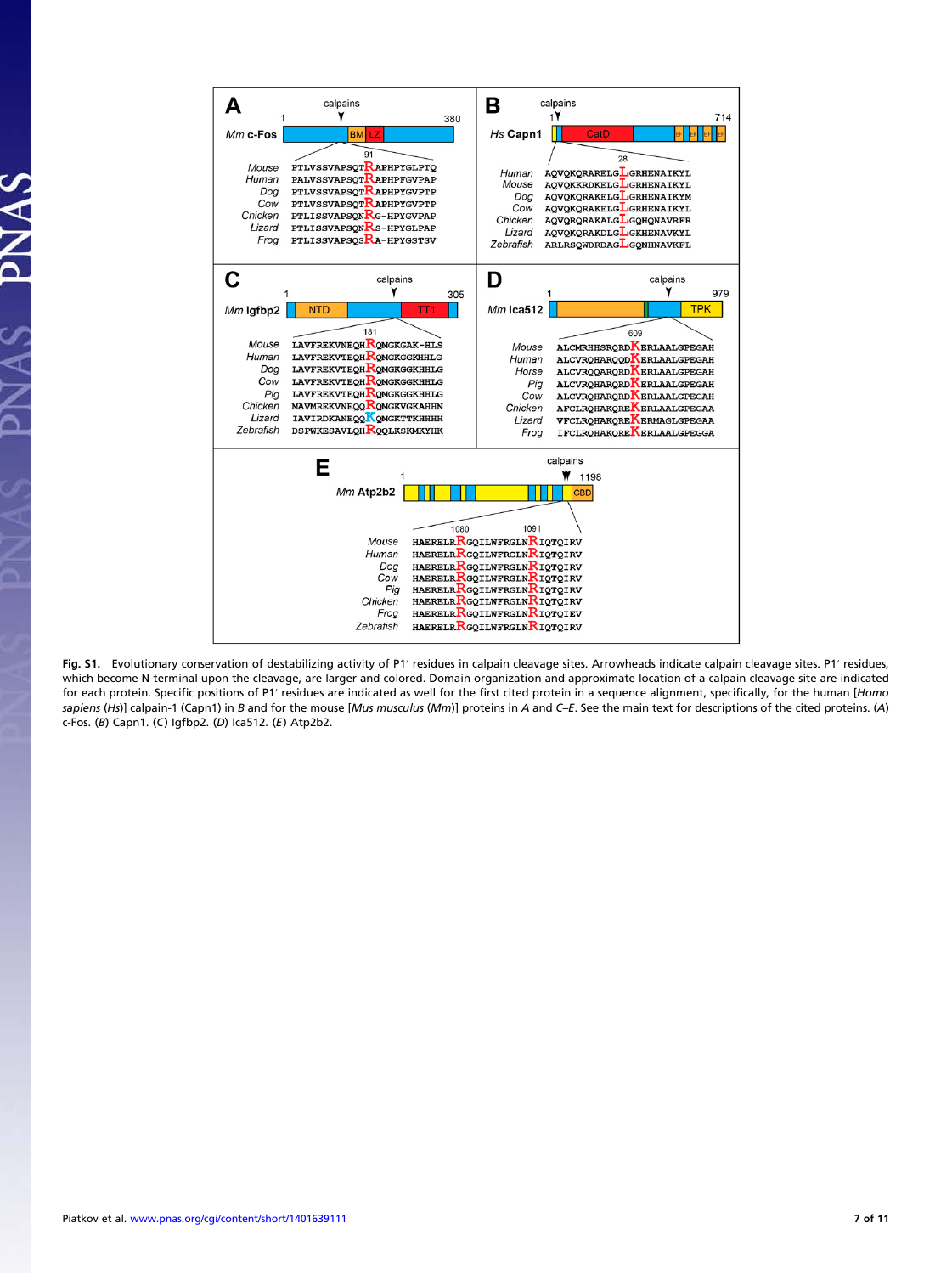**Fig. S1.** Evolutionary conservation of destabilizing activity of P1′ residues in calpain cleavage sites. Arrowheads indicate calpain cleavage sites. P1′ residues, which become N-terminal upon the cleavage, are larger and colored. Domain organization and approximate location of a calpain cleavage site are indicated for each protein. Specific positions of P1′ residues are indicated as well for the first cited protein in a sequence alignment, specifically, for the human [*Homo sapiens* (*Hs*)] calpain-1 (Capn1) in *B* and for the mouse [*Mus musculus* (*Mm*)] proteins in *A* and *C*–*E*. See the main text for descriptions of the cited proteins. (*A*) c-Fos. (*B*) Capn1. (C) Igfbp2. (*D*) Ica512. (*E*) Atp2b2.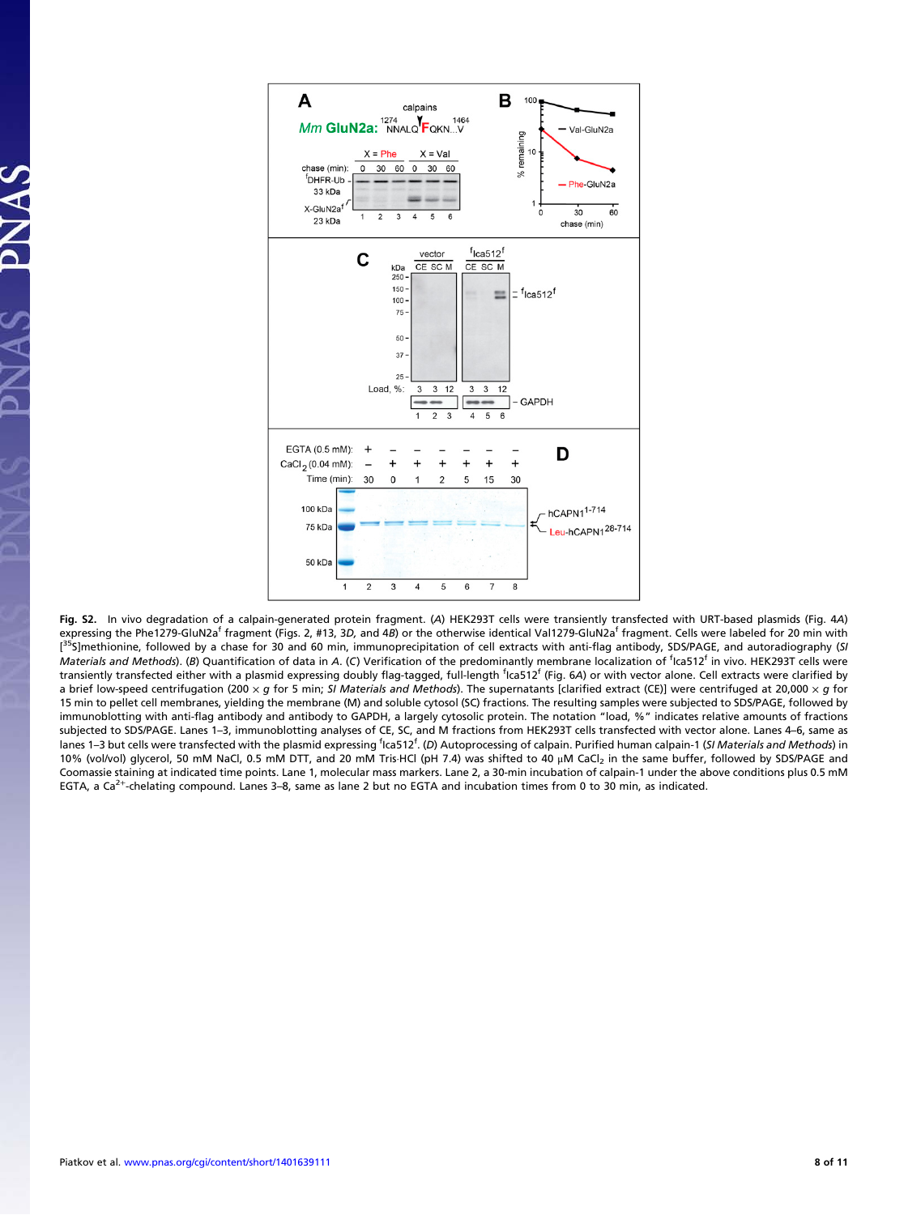**Fig. S2.** In vivo degradation of a calpain-generated protein fragment. (*A*) HEK293T cells were transiently transfected with URT-based plasmids (Fig. 4*A*) expressing the Phe1279-GluN2a[f] fragment (Figs. 2, #13, 3*D*, and 4*B*) or the otherwise identical Val1279-GluN2a[f] fragment. Cells were labeled for 20 min with [$^{35}$S]methionine, followed by a chase for 30 and 60 min, immunoprecipitation of cell extracts with anti-flag antibody, SDS/PAGE, and autoradiography (*SI Materials and Methods*). (*B*) Quantification of data in *A*. (*C*) Verification of the predominantly membrane localization of [f]Ica512[f] in vivo. HEK293T cells were transiently transfected either with a plasmid expressing doubly flag-tagged, full-length [f]Ica512[f] (Fig. 6*A*) or with vector alone. Cell extracts were clarified by a brief low-speed centrifugation (200 × *g* for 5 min; *SI Materials and Methods*). The supernatants [clarified extract (CE)] were centrifuged at 20,000 × *g* for 15 min to pellet cell membranes, yielding the membrane (M) and soluble cytosol (SC) fractions. The resulting samples were subjected to SDS/PAGE, followed by immunoblotting with anti-flag antibody and antibody to GAPDH, a largely cytosolic protein. The notation "load, %" indicates relative amounts of fractions subjected to SDS/PAGE. Lanes 1–3, immunoblotting analyses of CE, SC, and M fractions from HEK293T cells transfected with vector alone. Lanes 4–6, same as lanes 1–3 but cells were transfected with the plasmid expressing [f]Ica512[f]. (*D*) Autoprocessing of calpain. Purified human calpain-1 (*SI Materials and Methods*) in 10% (vol/vol) glycerol, 50 mM NaCl, 0.5 mM DTT, and 20 mM Tris·HCl (pH 7.4) was shifted to 40 μM $CaCl_2$ in the same buffer, followed by SDS/PAGE and Coomassie staining at indicated time points. Lane 1, molecular mass markers. Lane 2, a 30-min incubation of calpain-1 under the above conditions plus 0.5 mM EGTA, a $Ca^{2+}$-chelating compound. Lanes 3–8, same as lane 2 but no EGTA and incubation times from 0 to 30 min, as indicated.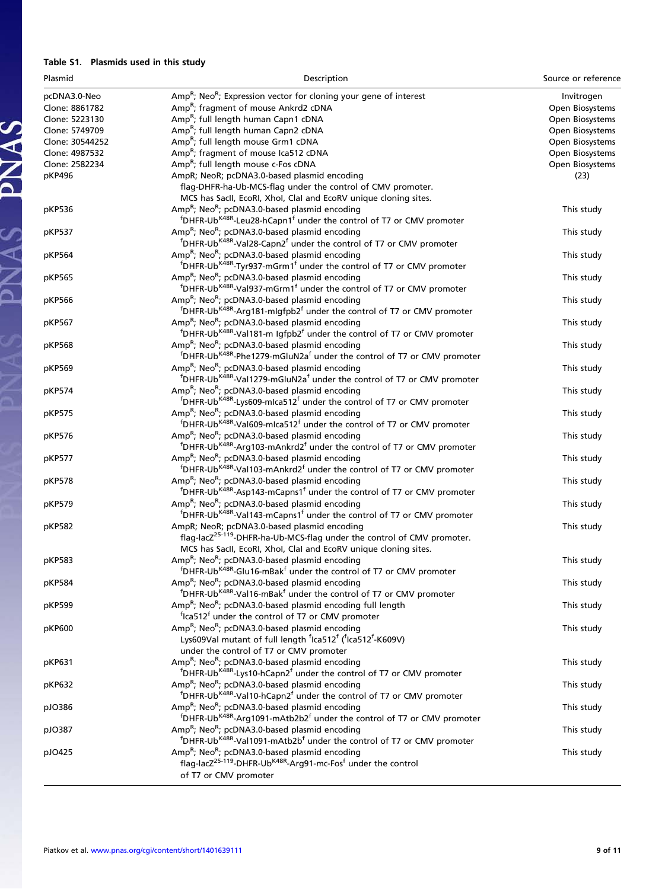**Table S1. Plasmids used in this study**

| Plasmid | Description | Source or reference |
|---|---|---|
| pcDNA3.0-Neo | $Amp^R$; $Neo^R$; Expression vector for cloning your gene of interest | Invitrogen |
| Clone: 8861782 | $Amp^R$; fragment of mouse Ankrd2 cDNA | Open Biosystems |
| Clone: 5223130 | $Amp^R$; full length human Capn1 cDNA | Open Biosystems |
| Clone: 5749709 | $Amp^R$; full length human Capn2 cDNA | Open Biosystems |
| Clone: 30544252 | $Amp^R$; full length mouse Grm1 cDNA | Open Biosystems |
| Clone: 4987532 | $Amp^R$; fragment of mouse Ica512 cDNA | Open Biosystems |
| Clone: 2582234 | $Amp^R$; full length mouse c-Fos cDNA | Open Biosystems |
| pKP496 | AmpR; NeoR; pcDNA3.0-based plasmid encoding flag-DHFR-ha-Ub-MCS-flag under the control of CMV promoter. MCS has SacII, EcoRI, XhoI, ClaI and EcoRV unique cloning sites. | (23) |
| pKP536 | $Amp^R$; $Neo^R$; pcDNA3.0-based plasmid encoding $^f$DHFR-$Ub^{K48R}$-Leu28-hCapn1$^f$ under the control of T7 or CMV promoter | This study |
| pKP537 | $Amp^R$; $Neo^R$; pcDNA3.0-based plasmid encoding $^f$DHFR-$Ub^{K48R}$-Val28-Capn2$^f$ under the control of T7 or CMV promoter | This study |
| pKP564 | $Amp^R$; $Neo^R$; pcDNA3.0-based plasmid encoding $^f$DHFR-$Ub^{K48R}$-Tyr937-mGrm1$^f$ under the control of T7 or CMV promoter | This study |
| pKP565 | $Amp^R$; $Neo^R$; pcDNA3.0-based plasmid encoding $^f$DHFR-$Ub^{K48R}$-Val937-mGrm1$^f$ under the control of T7 or CMV promoter | This study |
| pKP566 | $Amp^R$; $Neo^R$; pcDNA3.0-based plasmid encoding $^f$DHFR-$Ub^{K48R}$-Arg181-mIgfpb2$^f$ under the control of T7 or CMV promoter | This study |
| pKP567 | $Amp^R$; $Neo^R$; pcDNA3.0-based plasmid encoding $^f$DHFR-$Ub^{K48R}$-Val181-m Igfpb2$^f$ under the control of T7 or CMV promoter | This study |
| pKP568 | $Amp^R$; $Neo^R$; pcDNA3.0-based plasmid encoding $^f$DHFR-$Ub^{K48R}$-Phe1279-mGluN2a$^f$ under the control of T7 or CMV promoter | This study |
| pKP569 | $Amp^R$; $Neo^R$; pcDNA3.0-based plasmid encoding $^f$DHFR-$Ub^{K48R}$-Val1279-mGluN2a$^f$ under the control of T7 or CMV promoter | This study |
| pKP574 | $Amp^R$; $Neo^R$; pcDNA3.0-based plasmid encoding $^f$DHFR-$Ub^{K48R}$-Lys609-mIca512$^f$ under the control of T7 or CMV promoter | This study |
| pKP575 | $Amp^R$; $Neo^R$; pcDNA3.0-based plasmid encoding $^f$DHFR-$Ub^{K48R}$-Val609-mIca512$^f$ under the control of T7 or CMV promoter | This study |
| pKP576 | $Amp^R$; $Neo^R$; pcDNA3.0-based plasmid encoding $^f$DHFR-$Ub^{K48R}$-Arg103-mAnkrd2$^f$ under the control of T7 or CMV promoter | This study |
| pKP577 | $Amp^R$; $Neo^R$; pcDNA3.0-based plasmid encoding $^f$DHFR-$Ub^{K48R}$-Val103-mAnkrd2$^f$ under the control of T7 or CMV promoter | This study |
| pKP578 | $Amp^R$; $Neo^R$; pcDNA3.0-based plasmid encoding $^f$DHFR-$Ub^{K48R}$-Asp143-mCapns1$^f$ under the control of T7 or CMV promoter | This study |
| pKP579 | $Amp^R$; $Neo^R$; pcDNA3.0-based plasmid encoding $^f$DHFR-$Ub^{K48R}$-Val143-mCapns1$^f$ under the control of T7 or CMV promoter | This study |
| pKP582 | AmpR; NeoR; pcDNA3.0-based plasmid encoding flag-lac$Z^{25\text{-}119}$-DHFR-ha-Ub-MCS-flag under the control of CMV promoter. MCS has SacII, EcoRI, XhoI, ClaI and EcoRV unique cloning sites. | This study |
| pKP583 | $Amp^R$; $Neo^R$; pcDNA3.0-based plasmid encoding $^f$DHFR-$Ub^{K48R}$-Glu16-mBak$^f$ under the control of T7 or CMV promoter | This study |
| pKP584 | $Amp^R$; $Neo^R$; pcDNA3.0-based plasmid encoding $^f$DHFR-$Ub^{K48R}$-Val16-mBak$^f$ under the control of T7 or CMV promoter | This study |
| pKP599 | $Amp^R$; $Neo^R$; pcDNA3.0-based plasmid encoding full length $^f$Ica512$^f$ under the control of T7 or CMV promoter | This study |
| pKP600 | $Amp^R$; $Neo^R$; pcDNA3.0-based plasmid encoding Lys609Val mutant of full length $^f$Ica512$^f$ ($^f$Ica512$^f$-K609V) under the control of T7 or CMV promoter | This study |
| pKP631 | $Amp^R$; $Neo^R$; pcDNA3.0-based plasmid encoding $^f$DHFR-$Ub^{K48R}$-Lys10-hCapn2$^f$ under the control of T7 or CMV promoter | This study |
| pKP632 | $Amp^R$; $Neo^R$; pcDNA3.0-based plasmid encoding $^f$DHFR-$Ub^{K48R}$-Val10-hCapn2$^f$ under the control of T7 or CMV promoter | This study |
| pJO386 | $Amp^R$; $Neo^R$; pcDNA3.0-based plasmid encoding $^f$DHFR-$Ub^{K48R}$-Arg1091-mAtb2b2$^f$ under the control of T7 or CMV promoter | This study |
| pJO387 | $Amp^R$; $Neo^R$; pcDNA3.0-based plasmid encoding $^f$DHFR-$Ub^{K48R}$-Val1091-mAtb2b$^f$ under the control of T7 or CMV promoter | This study |
| pJO425 | $Amp^R$; $Neo^R$; pcDNA3.0-based plasmid encoding flag-lac$Z^{25\text{-}119}$-DHFR-$Ub^{K48R}$-Arg91-mc-Fos$^f$ under the control of T7 or CMV promoter | This study |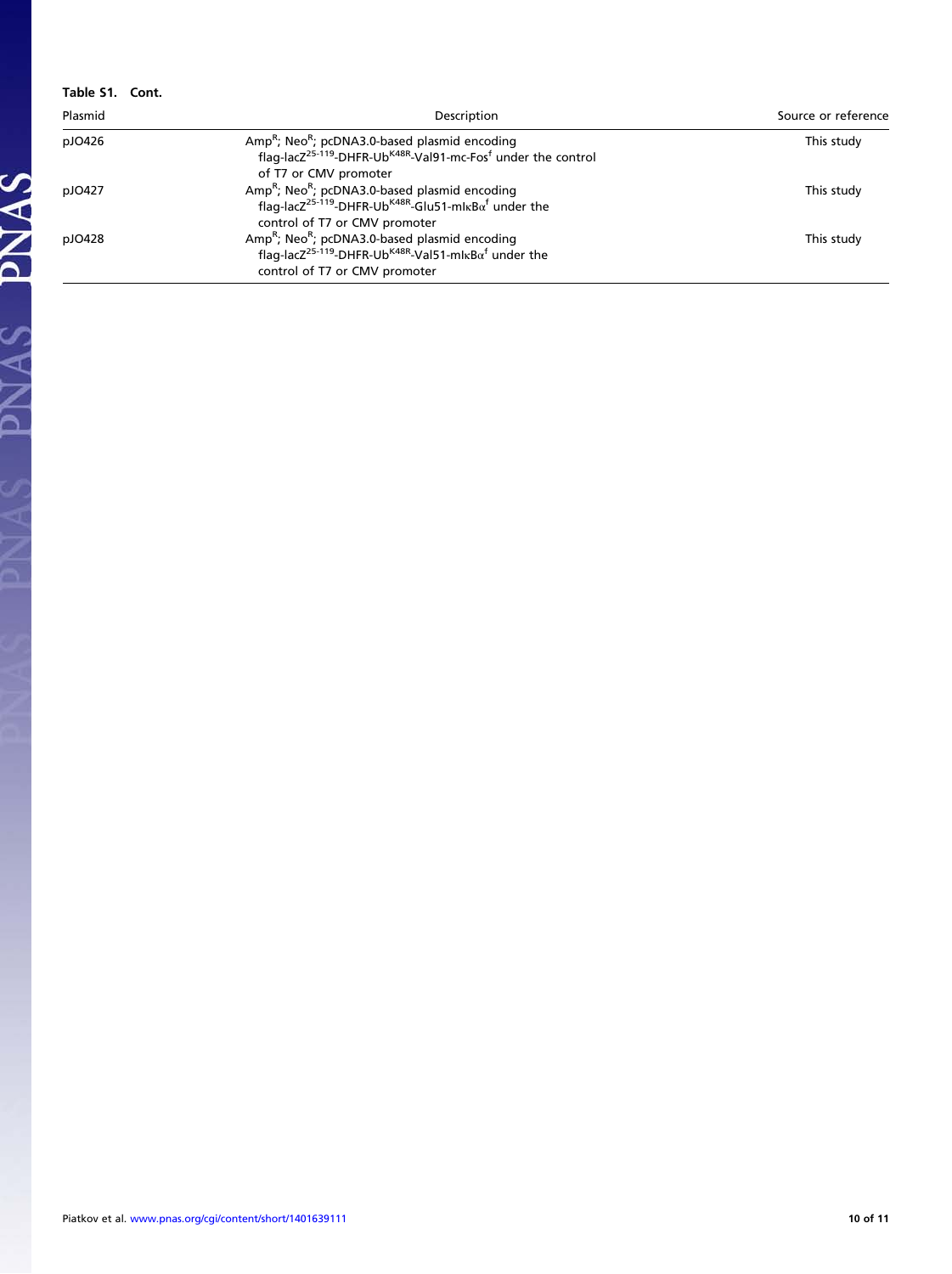**Table S1. Cont.**

| Plasmid | Description | Source or reference |
| --- | --- | --- |
| pJO426 | $Amp^R$; $Neo^R$; pcDNA3.0-based plasmid encoding flag-lac$Z^{25-119}$-DHFR-$Ub^{K48R}$-Val91-mc-$Fos^f$ under the control of T7 or CMV promoter | This study |
| pJO427 | $Amp^R$; $Neo^R$; pcDNA3.0-based plasmid encoding flag-lac$Z^{25-119}$-DHFR-$Ub^{K48R}$-Glu51-mIκB$\alpha^f$ under the control of T7 or CMV promoter | This study |
| pJO428 | $Amp^R$; $Neo^R$; pcDNA3.0-based plasmid encoding flag-lac$Z^{25-119}$-DHFR-$Ub^{K48R}$-Val51-mIκB$\alpha^f$ under the control of T7 or CMV promoter | This study |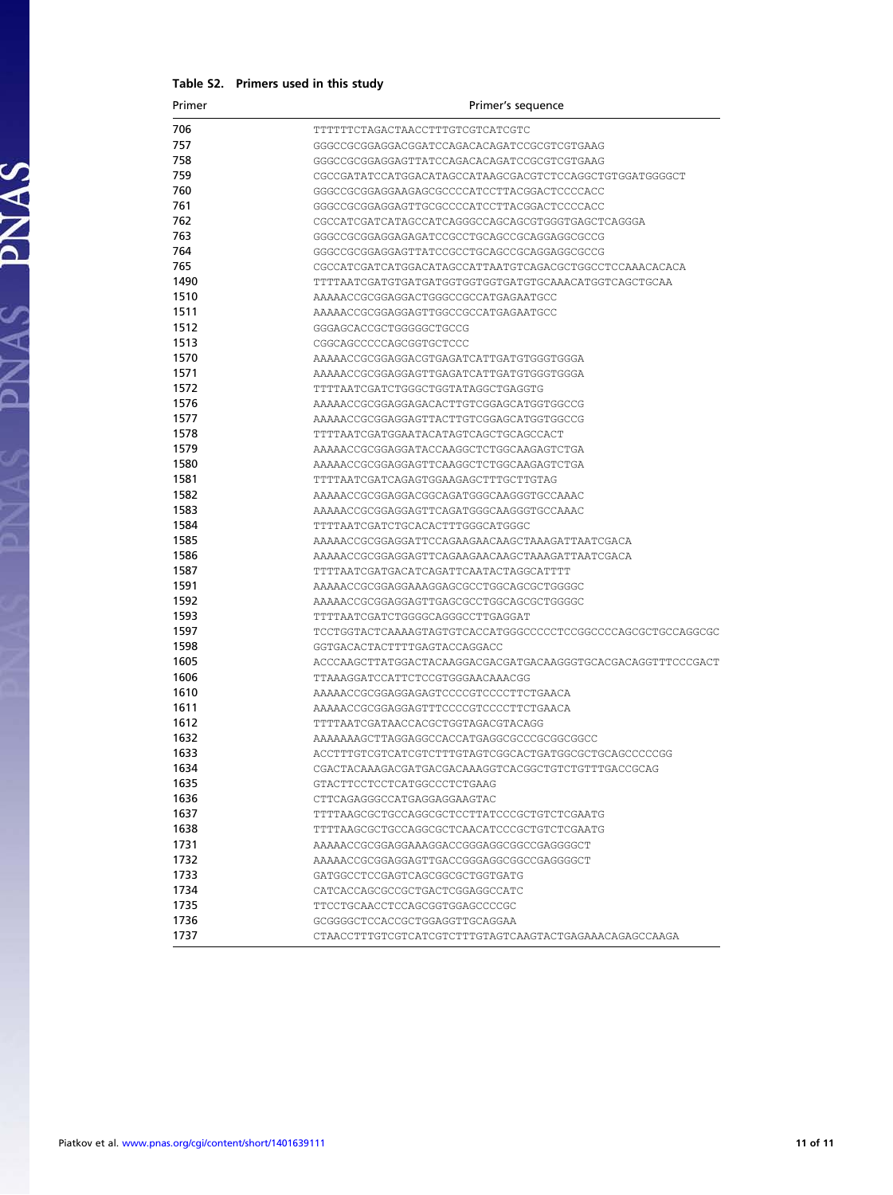**Table S2. Primers used in this study**

| Primer | Primer's sequence |
|---|---|
| 706 | TTTTTTCTAGACTAACCTTTGTCGTCATCGTC |
| 757 | GGGCCGCGGAGGACGGATCCAGACACAGATCCGCGTCGTGAAG |
| 758 | GGGCCGCGGAGGAGTTATCCAGACACAGATCCGCGTCGTGAAG |
| 759 | CGCCGATATCCATGGACATAGCCATAAGCGACGTCTCCAGGCTGTGGATGGGGCT |
| 760 | GGGCCGCGGAGGAAGAGCGCCCCATCCTTACGGACTCCCCACC |
| 761 | GGGCCGCGGAGGAGTTGCGCCCCATCCTTACGGACTCCCCACC |
| 762 | CGCCATCGATCATAGCCATCAGGGCCAGCAGCGTGGGTGAGCTCAGGGA |
| 763 | GGGCCGCGGAGGAGAGATCCGCCTGCAGCCGCAGGAGGCGCCG |
| 764 | GGGCCGCGGAGGAGTTATCCGCCTGCAGCCGCAGGAGGCGCCG |
| 765 | CGCCATCGATCATGGACATAGCCATTAATGTCAGACGCTGGCCTCCAAACACACA |
| 1490 | TTTTAATCGATGTGATGATGGTGGTGGTGATGTGCAAACATGGTCAGCTGCAA |
| 1510 | AAAAACCGCGGAGGACTGGGCCGCCATGAGAATGCC |
| 1511 | AAAAACCGCGGAGGAGTTGGCCGCCATGAGAATGCC |
| 1512 | GGGAGCACCGCTGGGGGCTGCCG |
| 1513 | CGGCAGCCCCCAGCGGTGCTCCC |
| 1570 | AAAAACCGCGGAGGACGTGAGATCATTGATGTGGGTGGGA |
| 1571 | AAAAACCGCGGAGGAGTTGAGATCATTGATGTGGGTGGGA |
| 1572 | TTTTAATCGATCTGGGCTGGTATAGGCTGAGGTG |
| 1576 | AAAAACCGCGGAGGAGACACTTGTCGGAGCATGGTGGCCG |
| 1577 | AAAAACCGCGGAGGAGTTACTTGTCGGAGCATGGTGGCCG |
| 1578 | TTTTAATCGATGGAATACATAGTCAGCTGCAGCCACT |
| 1579 | AAAAACCGCGGAGGATACCAAGGCTCTGGCAAGAGTCTGA |
| 1580 | AAAAACCGCGGAGGAGTTCAAGGCTCTGGCAAGAGTCTGA |
| 1581 | TTTTAATCGATCAGAGTGGAAGAGCTTTGCTTGTAG |
| 1582 | AAAAACCGCGGAGGACGGCAGATGGGCAAGGGTGCCAAAC |
| 1583 | AAAAACCGCGGAGGAGTTCAGATGGGCAAGGGTGCCAAAC |
| 1584 | TTTTAATCGATCTGCACACTTTGGGCATGGGC |
| 1585 | AAAAACCGCGGAGGATTCCAGAAGAACAAGCTAAAGATTAATCGACA |
| 1586 | AAAAACCGCGGAGGAGTTCAGAAGAACAAGCTAAAGATTAATCGACA |
| 1587 | TTTTAATCGATGACATCAGATTCAATACTAGGCATTTT |
| 1591 | AAAAACCGCGGAGGAAAGGAGCGCCTGGCAGCGCTGGGGC |
| 1592 | AAAAACCGCGGAGGAGTTGAGCGCCTGGCAGCGCTGGGGC |
| 1593 | TTTTAATCGATCTGGGGCAGGGCCTTGAGGAT |
| 1597 | TCCTGGTACTCAAAAGTAGTGTCACCATGGGCCCCCTCCGGCCCCAGCGCTGCCAGGCGC |
| 1598 | GGTGACACTACTTTTGAGTACCAGGACC |
| 1605 | ACCCAAGCTTATGGACTACAAGGACGACGATGACAAGGGTGCACGACAGGTTTCCCGACT |
| 1606 | TTAAAGGATCCATTCTCCGTGGGAACAAACGG |
| 1610 | AAAAACCGCGGAGGAGAGTCCCCGTCCCCTTCTGAACA |
| 1611 | AAAAACCGCGGAGGAGTTTCCCCGTCCCCTTCTGAACA |
| 1612 | TTTTAATCGATAACCACGCTGGTAGACGTACAGG |
| 1632 | AAAAAAAGCTTAGGAGGCCACCATGAGGCGCCCGCGGCGGCC |
| 1633 | ACCTTTGTCGTCATCGTCTTTGTAGTCGGCACTGATGGCGCTGCAGCCCCCGG |
| 1634 | CGACTACAAAGACGATGACGACAAAGGTCACGGCTGTCTGTTTGACCGCAG |
| 1635 | GTACTTCCTCCTCATGGCCCTCTGAAG |
| 1636 | CTTCAGAGGGCCATGAGGAGGAAGTAC |
| 1637 | TTTTAAGCGCTGCCAGGCGCTCCTTATCCCGCTGTCTCGAATG |
| 1638 | TTTTAAGCGCTGCCAGGCGCTCAACATCCCGCTGTCTCGAATG |
| 1731 | AAAAACCGCGGAGGAAAGGACCGGGAGGCGGCCGAGGGGCT |
| 1732 | AAAAACCGCGGAGGAGTTGACCGGGAGGCGGCCGAGGGGCT |
| 1733 | GATGGCCTCCGAGTCAGCGGCGCTGGTGATG |
| 1734 | CATCACCAGCGCCGCTGACTCGGAGGCCATC |
| 1735 | TTCCTGCAACCTCCAGCGGTGGAGCCCCGC |
| 1736 | GCGGGGCTCCACCGCTGGAGGTTGCAGGAA |
| 1737 | CTAACCTTTGTCGTCATCGTCTTTGTAGTCAAGTACTGAGAAACAGAGCCAAGA |